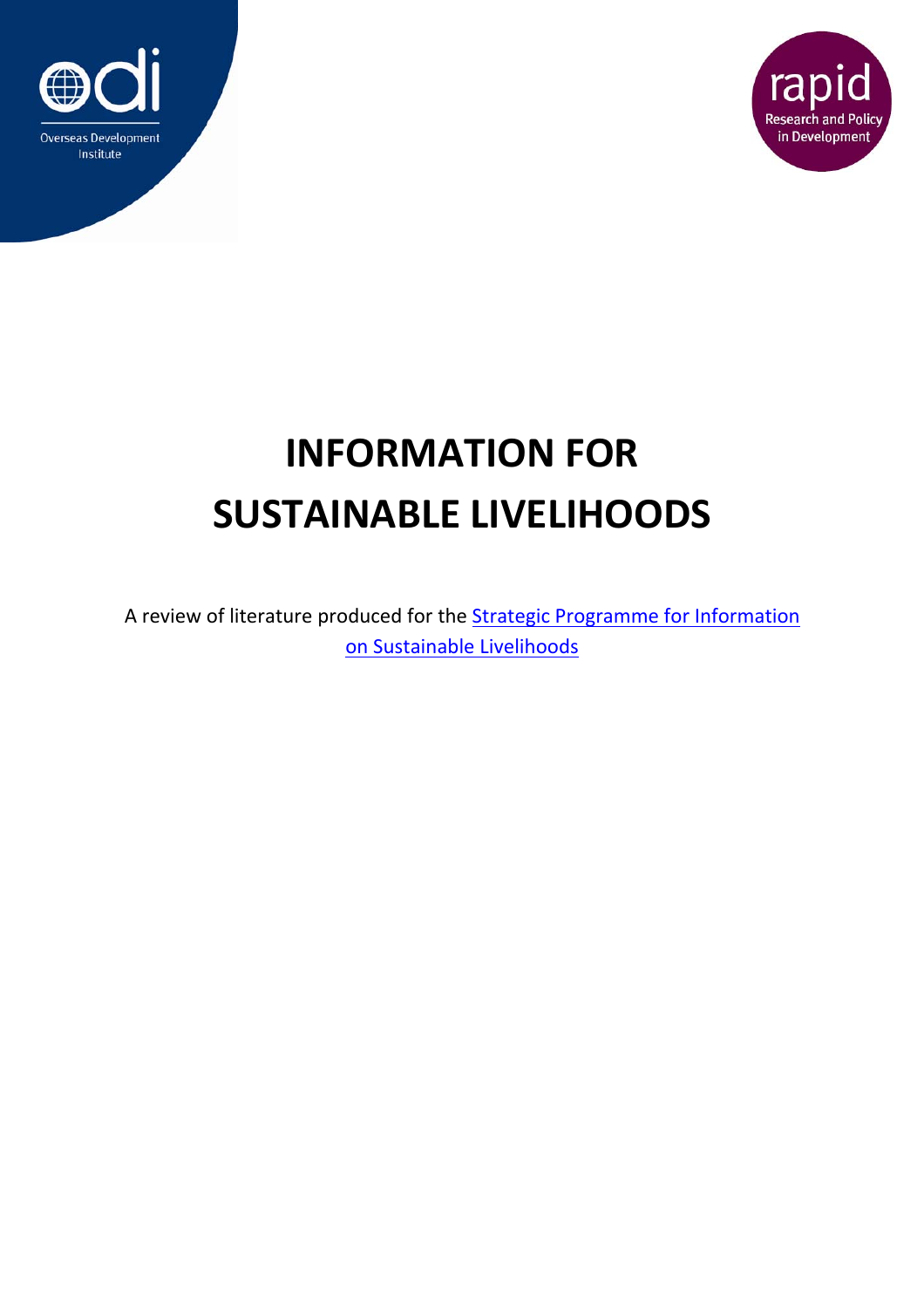Overseas Development Institute

rapid
Research and Policy in Development

# INFORMATION FOR SUSTAINABLE LIVELIHOODS

A review of literature produced for the Strategic Programme for Information on Sustainable Livelihoods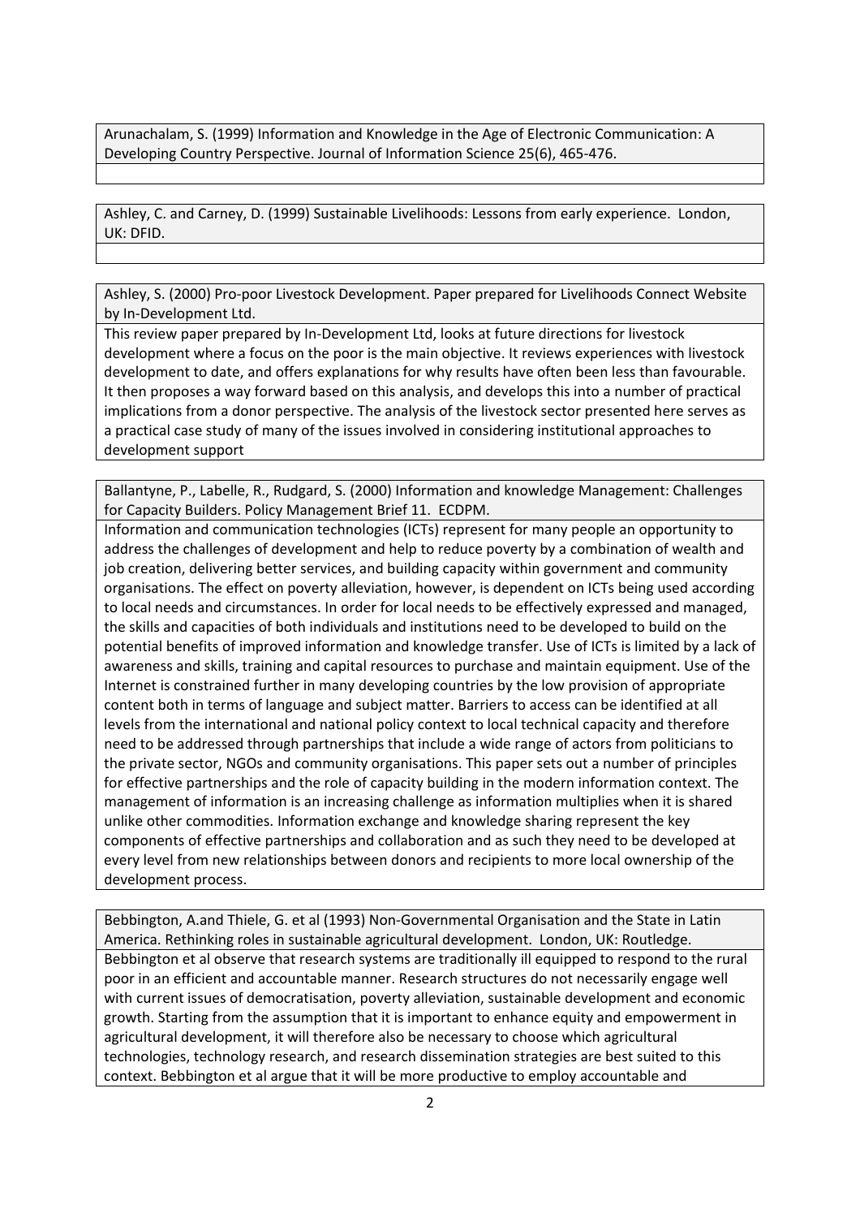Arunachalam, S. (1999) Information and Knowledge in the Age of Electronic Communication: A Developing Country Perspective. Journal of Information Science 25(6), 465-476.

Ashley, C. and Carney, D. (1999) Sustainable Livelihoods: Lessons from early experience. London, UK: DFID.

Ashley, S. (2000) Pro-poor Livestock Development. Paper prepared for Livelihoods Connect Website by In-Development Ltd.

This review paper prepared by In-Development Ltd, looks at future directions for livestock development where a focus on the poor is the main objective. It reviews experiences with livestock development to date, and offers explanations for why results have often been less than favourable. It then proposes a way forward based on this analysis, and develops this into a number of practical implications from a donor perspective. The analysis of the livestock sector presented here serves as a practical case study of many of the issues involved in considering institutional approaches to development support

Ballantyne, P., Labelle, R., Rudgard, S. (2000) Information and knowledge Management: Challenges for Capacity Builders. Policy Management Brief 11. ECDPM.

Information and communication technologies (ICTs) represent for many people an opportunity to address the challenges of development and help to reduce poverty by a combination of wealth and job creation, delivering better services, and building capacity within government and community organisations. The effect on poverty alleviation, however, is dependent on ICTs being used according to local needs and circumstances. In order for local needs to be effectively expressed and managed, the skills and capacities of both individuals and institutions need to be developed to build on the potential benefits of improved information and knowledge transfer. Use of ICTs is limited by a lack of awareness and skills, training and capital resources to purchase and maintain equipment. Use of the Internet is constrained further in many developing countries by the low provision of appropriate content both in terms of language and subject matter. Barriers to access can be identified at all levels from the international and national policy context to local technical capacity and therefore need to be addressed through partnerships that include a wide range of actors from politicians to the private sector, NGOs and community organisations. This paper sets out a number of principles for effective partnerships and the role of capacity building in the modern information context. The management of information is an increasing challenge as information multiplies when it is shared unlike other commodities. Information exchange and knowledge sharing represent the key components of effective partnerships and collaboration and as such they need to be developed at every level from new relationships between donors and recipients to more local ownership of the development process.

Bebbington, A.and Thiele, G. et al (1993) Non-Governmental Organisation and the State in Latin America. Rethinking roles in sustainable agricultural development. London, UK: Routledge.

Bebbington et al observe that research systems are traditionally ill equipped to respond to the rural poor in an efficient and accountable manner. Research structures do not necessarily engage well with current issues of democratisation, poverty alleviation, sustainable development and economic growth. Starting from the assumption that it is important to enhance equity and empowerment in agricultural development, it will therefore also be necessary to choose which agricultural technologies, technology research, and research dissemination strategies are best suited to this context. Bebbington et al argue that it will be more productive to employ accountable and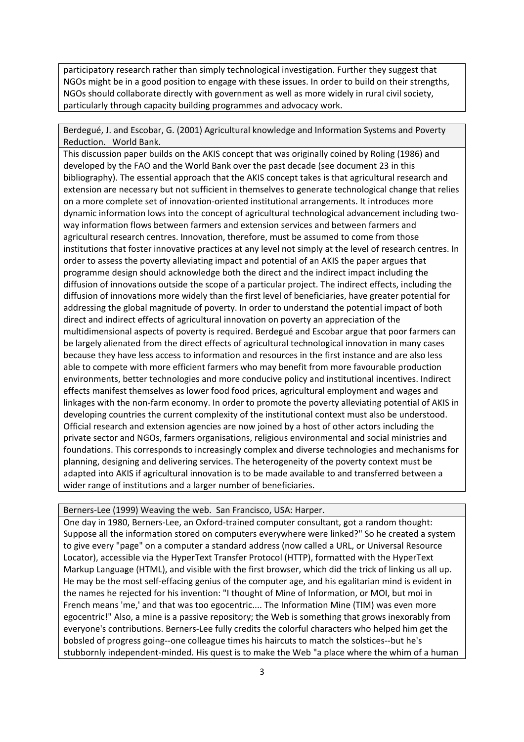participatory research rather than simply technological investigation. Further they suggest that NGOs might be in a good position to engage with these issues. In order to build on their strengths, NGOs should collaborate directly with government as well as more widely in rural civil society, particularly through capacity building programmes and advocacy work.

Berdegué, J. and Escobar, G. (2001) Agricultural knowledge and Information Systems and Poverty Reduction. World Bank.

This discussion paper builds on the AKIS concept that was originally coined by Roling (1986) and developed by the FAO and the World Bank over the past decade (see document 23 in this bibliography). The essential approach that the AKIS concept takes is that agricultural research and extension are necessary but not sufficient in themselves to generate technological change that relies on a more complete set of innovation-oriented institutional arrangements. It introduces more dynamic information lows into the concept of agricultural technological advancement including two-way information flows between farmers and extension services and between farmers and agricultural research centres. Innovation, therefore, must be assumed to come from those institutions that foster innovative practices at any level not simply at the level of research centres. In order to assess the poverty alleviating impact and potential of an AKIS the paper argues that programme design should acknowledge both the direct and the indirect impact including the diffusion of innovations outside the scope of a particular project. The indirect effects, including the diffusion of innovations more widely than the first level of beneficiaries, have greater potential for addressing the global magnitude of poverty. In order to understand the potential impact of both direct and indirect effects of agricultural innovation on poverty an appreciation of the multidimensional aspects of poverty is required. Berdegué and Escobar argue that poor farmers can be largely alienated from the direct effects of agricultural technological innovation in many cases because they have less access to information and resources in the first instance and are also less able to compete with more efficient farmers who may benefit from more favourable production environments, better technologies and more conducive policy and institutional incentives. Indirect effects manifest themselves as lower food food prices, agricultural employment and wages and linkages with the non-farm economy. In order to promote the poverty alleviating potential of AKIS in developing countries the current complexity of the institutional context must also be understood. Official research and extension agencies are now joined by a host of other actors including the private sector and NGOs, farmers organisations, religious environmental and social ministries and foundations. This corresponds to increasingly complex and diverse technologies and mechanisms for planning, designing and delivering services. The heterogeneity of the poverty context must be adapted into AKIS if agricultural innovation is to be made available to and transferred between a wider range of institutions and a larger number of beneficiaries.

Berners-Lee (1999) Weaving the web. San Francisco, USA: Harper.

One day in 1980, Berners-Lee, an Oxford-trained computer consultant, got a random thought: Suppose all the information stored on computers everywhere were linked?" So he created a system to give every "page" on a computer a standard address (now called a URL, or Universal Resource Locator), accessible via the HyperText Transfer Protocol (HTTP), formatted with the HyperText Markup Language (HTML), and visible with the first browser, which did the trick of linking us all up. He may be the most self-effacing genius of the computer age, and his egalitarian mind is evident in the names he rejected for his invention: "I thought of Mine of Information, or MOI, but moi in French means 'me,' and that was too egocentric.... The Information Mine (TIM) was even more egocentric!" Also, a mine is a passive repository; the Web is something that grows inexorably from everyone's contributions. Berners-Lee fully credits the colorful characters who helped him get the bobsled of progress going--one colleague times his haircuts to match the solstices--but he's stubbornly independent-minded. His quest is to make the Web "a place where the whim of a human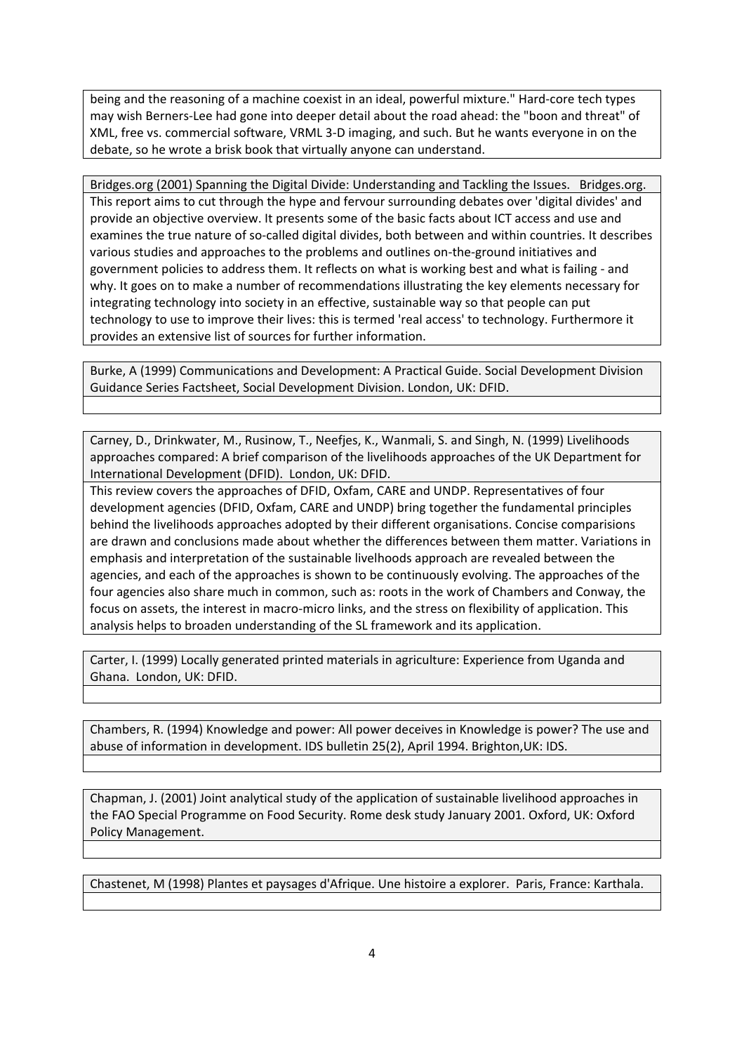being and the reasoning of a machine coexist in an ideal, powerful mixture." Hard-core tech types may wish Berners-Lee had gone into deeper detail about the road ahead: the "boon and threat" of XML, free vs. commercial software, VRML 3-D imaging, and such. But he wants everyone in on the debate, so he wrote a brisk book that virtually anyone can understand.

Bridges.org (2001) Spanning the Digital Divide: Understanding and Tackling the Issues. Bridges.org.

This report aims to cut through the hype and fervour surrounding debates over 'digital divides' and provide an objective overview. It presents some of the basic facts about ICT access and use and examines the true nature of so-called digital divides, both between and within countries. It describes various studies and approaches to the problems and outlines on-the-ground initiatives and government policies to address them. It reflects on what is working best and what is failing - and why. It goes on to make a number of recommendations illustrating the key elements necessary for integrating technology into society in an effective, sustainable way so that people can put technology to use to improve their lives: this is termed 'real access' to technology. Furthermore it provides an extensive list of sources for further information.

Burke, A (1999) Communications and Development: A Practical Guide. Social Development Division Guidance Series Factsheet, Social Development Division. London, UK: DFID.

Carney, D., Drinkwater, M., Rusinow, T., Neefjes, K., Wanmali, S. and Singh, N. (1999) Livelihoods approaches compared: A brief comparison of the livelihoods approaches of the UK Department for International Development (DFID). London, UK: DFID.

This review covers the approaches of DFID, Oxfam, CARE and UNDP. Representatives of four development agencies (DFID, Oxfam, CARE and UNDP) bring together the fundamental principles behind the livelihoods approaches adopted by their different organisations. Concise comparisions are drawn and conclusions made about whether the differences between them matter. Variations in emphasis and interpretation of the sustainable livelhoods approach are revealed between the agencies, and each of the approaches is shown to be continuously evolving. The approaches of the four agencies also share much in common, such as: roots in the work of Chambers and Conway, the focus on assets, the interest in macro-micro links, and the stress on flexibility of application. This analysis helps to broaden understanding of the SL framework and its application.

Carter, I. (1999) Locally generated printed materials in agriculture: Experience from Uganda and Ghana. London, UK: DFID.

Chambers, R. (1994) Knowledge and power: All power deceives in Knowledge is power? The use and abuse of information in development. IDS bulletin 25(2), April 1994. Brighton,UK: IDS.

Chapman, J. (2001) Joint analytical study of the application of sustainable livelihood approaches in the FAO Special Programme on Food Security. Rome desk study January 2001. Oxford, UK: Oxford Policy Management.

Chastenet, M (1998) Plantes et paysages d'Afrique. Une histoire a explorer. Paris, France: Karthala.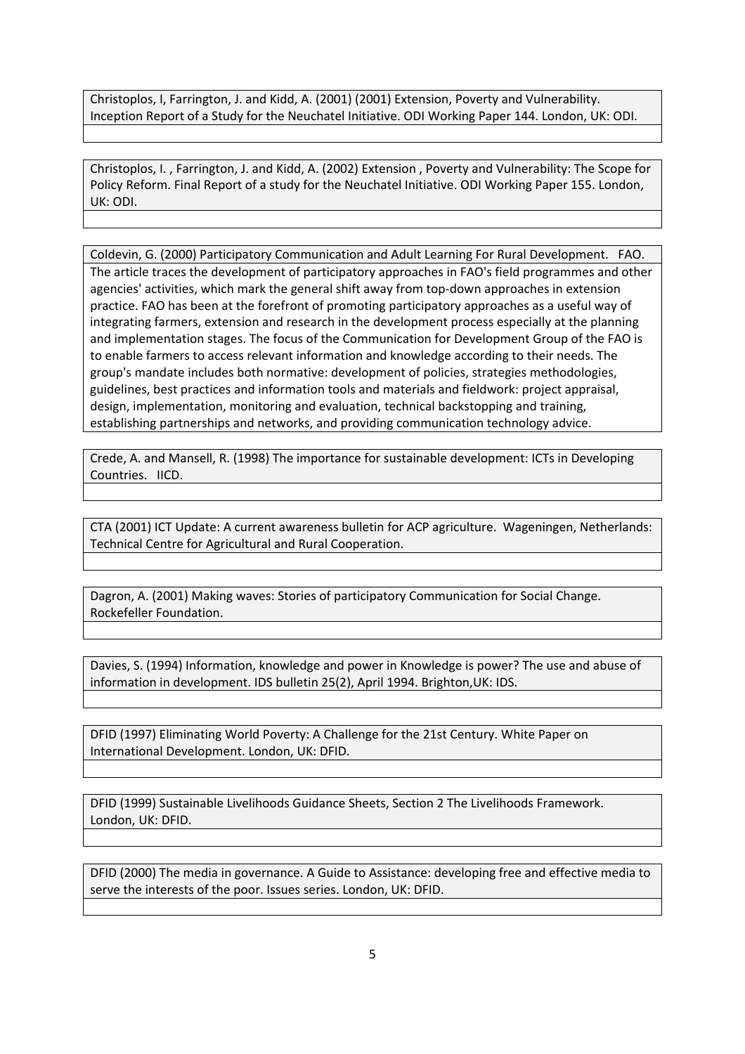Christoplos, I, Farrington, J. and Kidd, A. (2001) (2001) Extension, Poverty and Vulnerability. Inception Report of a Study for the Neuchatel Initiative. ODI Working Paper 144. London, UK: ODI.

Christoplos, I. , Farrington, J. and Kidd, A. (2002) Extension , Poverty and Vulnerability: The Scope for Policy Reform. Final Report of a study for the Neuchatel Initiative. ODI Working Paper 155. London, UK: ODI.

Coldevin, G. (2000) Participatory Communication and Adult Learning For Rural Development. FAO.

The article traces the development of participatory approaches in FAO's field programmes and other agencies' activities, which mark the general shift away from top-down approaches in extension practice. FAO has been at the forefront of promoting participatory approaches as a useful way of integrating farmers, extension and research in the development process especially at the planning and implementation stages. The focus of the Communication for Development Group of the FAO is to enable farmers to access relevant information and knowledge according to their needs. The group's mandate includes both normative: development of policies, strategies methodologies, guidelines, best practices and information tools and materials and fieldwork: project appraisal, design, implementation, monitoring and evaluation, technical backstopping and training, establishing partnerships and networks, and providing communication technology advice.

Crede, A. and Mansell, R. (1998) The importance for sustainable development: ICTs in Developing Countries. IICD.

CTA (2001) ICT Update: A current awareness bulletin for ACP agriculture. Wageningen, Netherlands: Technical Centre for Agricultural and Rural Cooperation.

Dagron, A. (2001) Making waves: Stories of participatory Communication for Social Change. Rockefeller Foundation.

Davies, S. (1994) Information, knowledge and power in Knowledge is power? The use and abuse of information in development. IDS bulletin 25(2), April 1994. Brighton,UK: IDS.

DFID (1997) Eliminating World Poverty: A Challenge for the 21st Century. White Paper on International Development. London, UK: DFID.

DFID (1999) Sustainable Livelihoods Guidance Sheets, Section 2 The Livelihoods Framework. London, UK: DFID.

DFID (2000) The media in governance. A Guide to Assistance: developing free and effective media to serve the interests of the poor. Issues series. London, UK: DFID.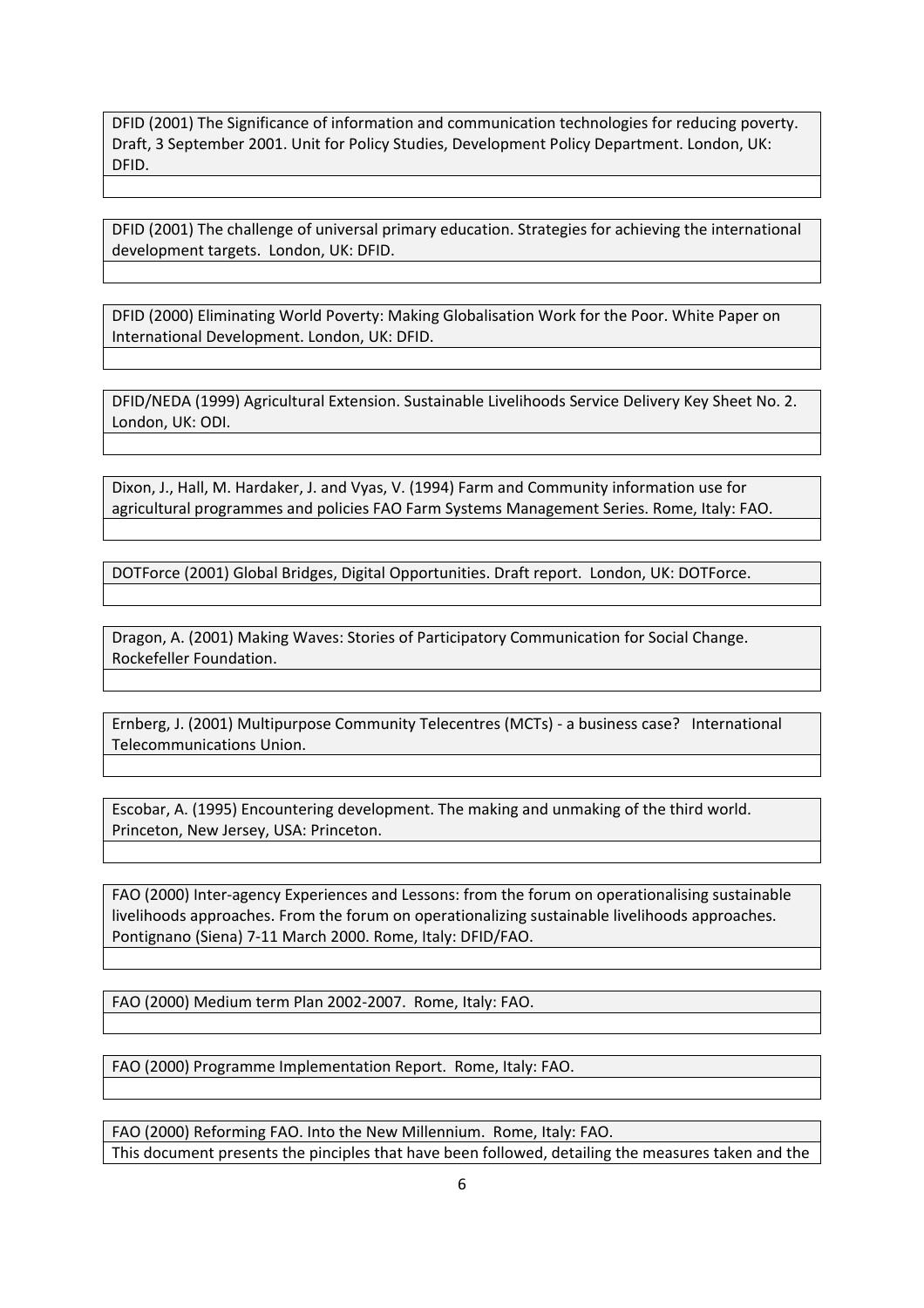DFID (2001) The Significance of information and communication technologies for reducing poverty. Draft, 3 September 2001. Unit for Policy Studies, Development Policy Department. London, UK: DFID.

DFID (2001) The challenge of universal primary education. Strategies for achieving the international development targets. London, UK: DFID.

DFID (2000) Eliminating World Poverty: Making Globalisation Work for the Poor. White Paper on International Development. London, UK: DFID.

DFID/NEDA (1999) Agricultural Extension. Sustainable Livelihoods Service Delivery Key Sheet No. 2. London, UK: ODI.

Dixon, J., Hall, M. Hardaker, J. and Vyas, V. (1994) Farm and Community information use for agricultural programmes and policies FAO Farm Systems Management Series. Rome, Italy: FAO.

DOTForce (2001) Global Bridges, Digital Opportunities. Draft report. London, UK: DOTForce.

Dragon, A. (2001) Making Waves: Stories of Participatory Communication for Social Change. Rockefeller Foundation.

Ernberg, J. (2001) Multipurpose Community Telecentres (MCTs) - a business case? International Telecommunications Union.

Escobar, A. (1995) Encountering development. The making and unmaking of the third world. Princeton, New Jersey, USA: Princeton.

FAO (2000) Inter-agency Experiences and Lessons: from the forum on operationalising sustainable livelihoods approaches. From the forum on operationalizing sustainable livelihoods approaches. Pontignano (Siena) 7-11 March 2000. Rome, Italy: DFID/FAO.

FAO (2000) Medium term Plan 2002-2007. Rome, Italy: FAO.

FAO (2000) Programme Implementation Report. Rome, Italy: FAO.

FAO (2000) Reforming FAO. Into the New Millennium. Rome, Italy: FAO.

This document presents the pinciples that have been followed, detailing the measures taken and the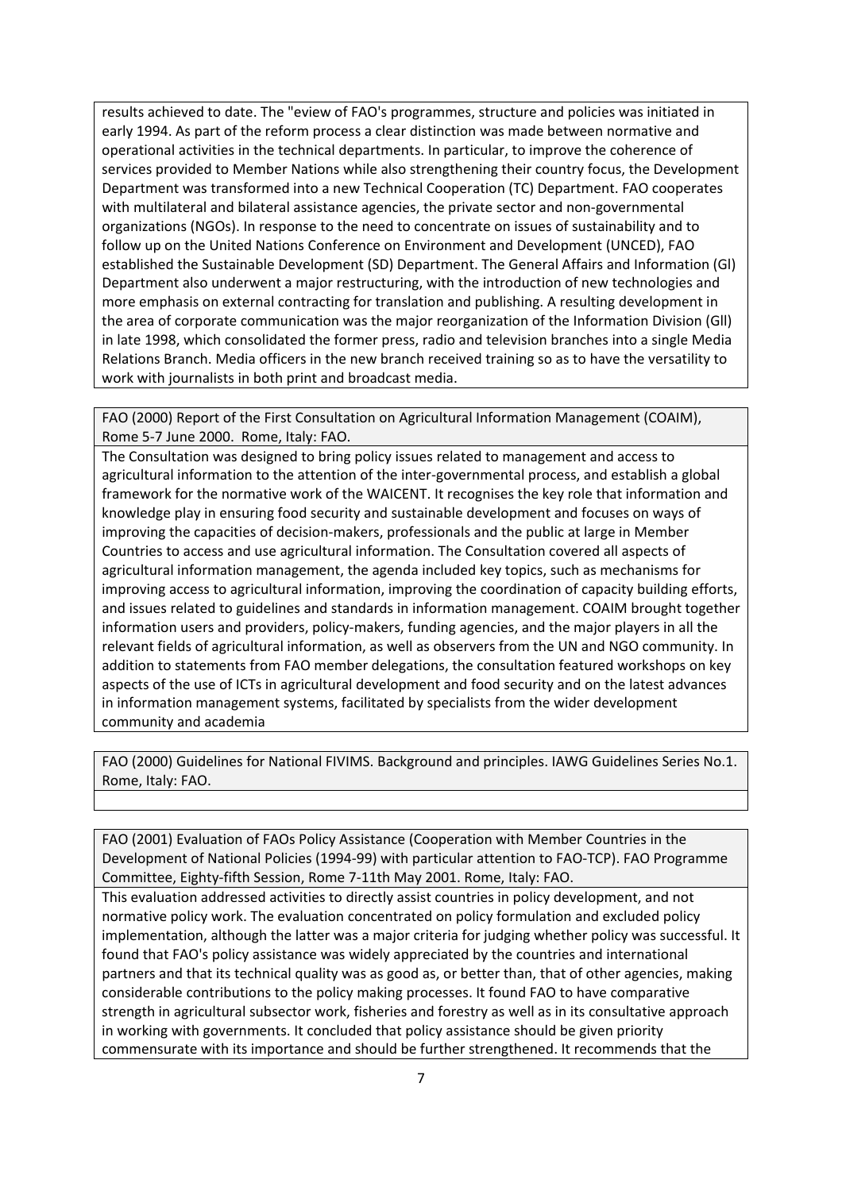results achieved to date. The "eview of FAO's programmes, structure and policies was initiated in early 1994. As part of the reform process a clear distinction was made between normative and operational activities in the technical departments. In particular, to improve the coherence of services provided to Member Nations while also strengthening their country focus, the Development Department was transformed into a new Technical Cooperation (TC) Department. FAO cooperates with multilateral and bilateral assistance agencies, the private sector and non-governmental organizations (NGOs). In response to the need to concentrate on issues of sustainability and to follow up on the United Nations Conference on Environment and Development (UNCED), FAO established the Sustainable Development (SD) Department. The General Affairs and Information (Gl) Department also underwent a major restructuring, with the introduction of new technologies and more emphasis on external contracting for translation and publishing. A resulting development in the area of corporate communication was the major reorganization of the Information Division (Gll) in late 1998, which consolidated the former press, radio and television branches into a single Media Relations Branch. Media officers in the new branch received training so as to have the versatility to work with journalists in both print and broadcast media.

FAO (2000) Report of the First Consultation on Agricultural Information Management (COAIM), Rome 5-7 June 2000. Rome, Italy: FAO.

The Consultation was designed to bring policy issues related to management and access to agricultural information to the attention of the inter-governmental process, and establish a global framework for the normative work of the WAICENT. It recognises the key role that information and knowledge play in ensuring food security and sustainable development and focuses on ways of improving the capacities of decision-makers, professionals and the public at large in Member Countries to access and use agricultural information. The Consultation covered all aspects of agricultural information management, the agenda included key topics, such as mechanisms for improving access to agricultural information, improving the coordination of capacity building efforts, and issues related to guidelines and standards in information management. COAIM brought together information users and providers, policy-makers, funding agencies, and the major players in all the relevant fields of agricultural information, as well as observers from the UN and NGO community. In addition to statements from FAO member delegations, the consultation featured workshops on key aspects of the use of ICTs in agricultural development and food security and on the latest advances in information management systems, facilitated by specialists from the wider development community and academia

FAO (2000) Guidelines for National FIVIMS. Background and principles. IAWG Guidelines Series No.1. Rome, Italy: FAO.

FAO (2001) Evaluation of FAOs Policy Assistance (Cooperation with Member Countries in the Development of National Policies (1994-99) with particular attention to FAO-TCP). FAO Programme Committee, Eighty-fifth Session, Rome 7-11th May 2001. Rome, Italy: FAO.

This evaluation addressed activities to directly assist countries in policy development, and not normative policy work. The evaluation concentrated on policy formulation and excluded policy implementation, although the latter was a major criteria for judging whether policy was successful. It found that FAO's policy assistance was widely appreciated by the countries and international partners and that its technical quality was as good as, or better than, that of other agencies, making considerable contributions to the policy making processes. It found FAO to have comparative strength in agricultural subsector work, fisheries and forestry as well as in its consultative approach in working with governments. It concluded that policy assistance should be given priority commensurate with its importance and should be further strengthened. It recommends that the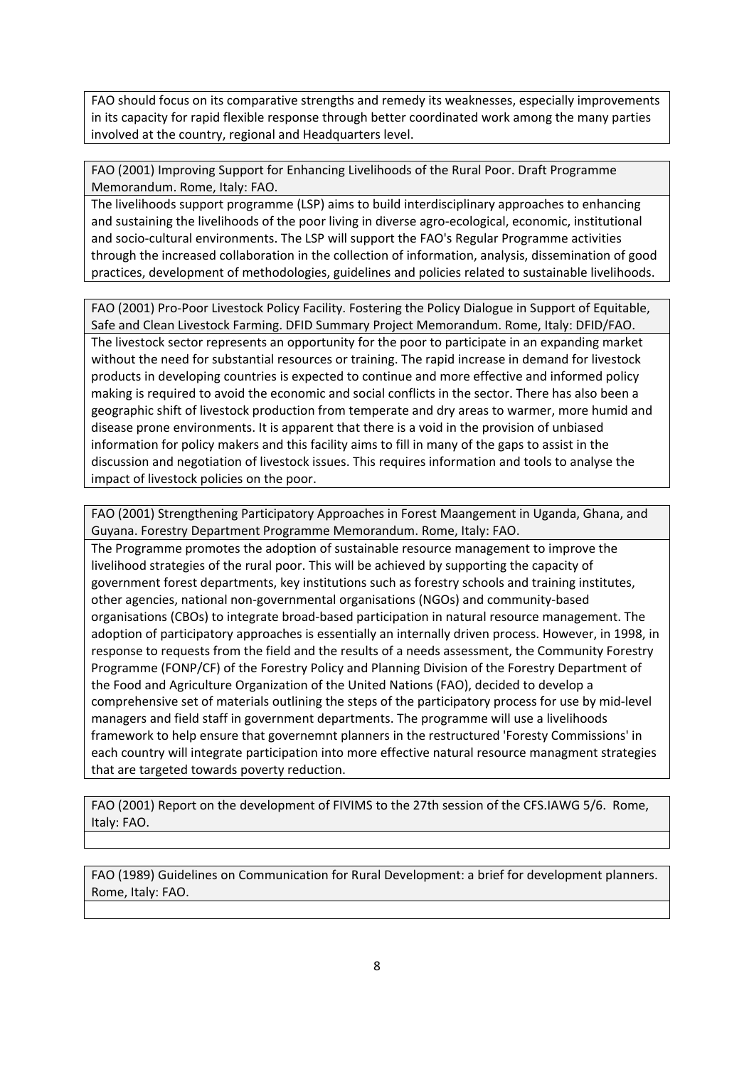FAO should focus on its comparative strengths and remedy its weaknesses, especially improvements in its capacity for rapid flexible response through better coordinated work among the many parties involved at the country, regional and Headquarters level.

FAO (2001) Improving Support for Enhancing Livelihoods of the Rural Poor. Draft Programme Memorandum. Rome, Italy: FAO.

The livelihoods support programme (LSP) aims to build interdisciplinary approaches to enhancing and sustaining the livelihoods of the poor living in diverse agro-ecological, economic, institutional and socio-cultural environments. The LSP will support the FAO's Regular Programme activities through the increased collaboration in the collection of information, analysis, dissemination of good practices, development of methodologies, guidelines and policies related to sustainable livelihoods.

FAO (2001) Pro-Poor Livestock Policy Facility. Fostering the Policy Dialogue in Support of Equitable, Safe and Clean Livestock Farming. DFID Summary Project Memorandum. Rome, Italy: DFID/FAO.

The livestock sector represents an opportunity for the poor to participate in an expanding market without the need for substantial resources or training. The rapid increase in demand for livestock products in developing countries is expected to continue and more effective and informed policy making is required to avoid the economic and social conflicts in the sector. There has also been a geographic shift of livestock production from temperate and dry areas to warmer, more humid and disease prone environments. It is apparent that there is a void in the provision of unbiased information for policy makers and this facility aims to fill in many of the gaps to assist in the discussion and negotiation of livestock issues. This requires information and tools to analyse the impact of livestock policies on the poor.

FAO (2001) Strengthening Participatory Approaches in Forest Maangement in Uganda, Ghana, and Guyana. Forestry Department Programme Memorandum. Rome, Italy: FAO.

The Programme promotes the adoption of sustainable resource management to improve the livelihood strategies of the rural poor. This will be achieved by supporting the capacity of government forest departments, key institutions such as forestry schools and training institutes, other agencies, national non-governmental organisations (NGOs) and community-based organisations (CBOs) to integrate broad-based participation in natural resource management. The adoption of participatory approaches is essentially an internally driven process. However, in 1998, in response to requests from the field and the results of a needs assessment, the Community Forestry Programme (FONP/CF) of the Forestry Policy and Planning Division of the Forestry Department of the Food and Agriculture Organization of the United Nations (FAO), decided to develop a comprehensive set of materials outlining the steps of the participatory process for use by mid-level managers and field staff in government departments. The programme will use a livelihoods framework to help ensure that governemnt planners in the restructured 'Foresty Commissions' in each country will integrate participation into more effective natural resource managment strategies that are targeted towards poverty reduction.

FAO (2001) Report on the development of FIVIMS to the 27th session of the CFS.IAWG 5/6. Rome, Italy: FAO.

FAO (1989) Guidelines on Communication for Rural Development: a brief for development planners. Rome, Italy: FAO.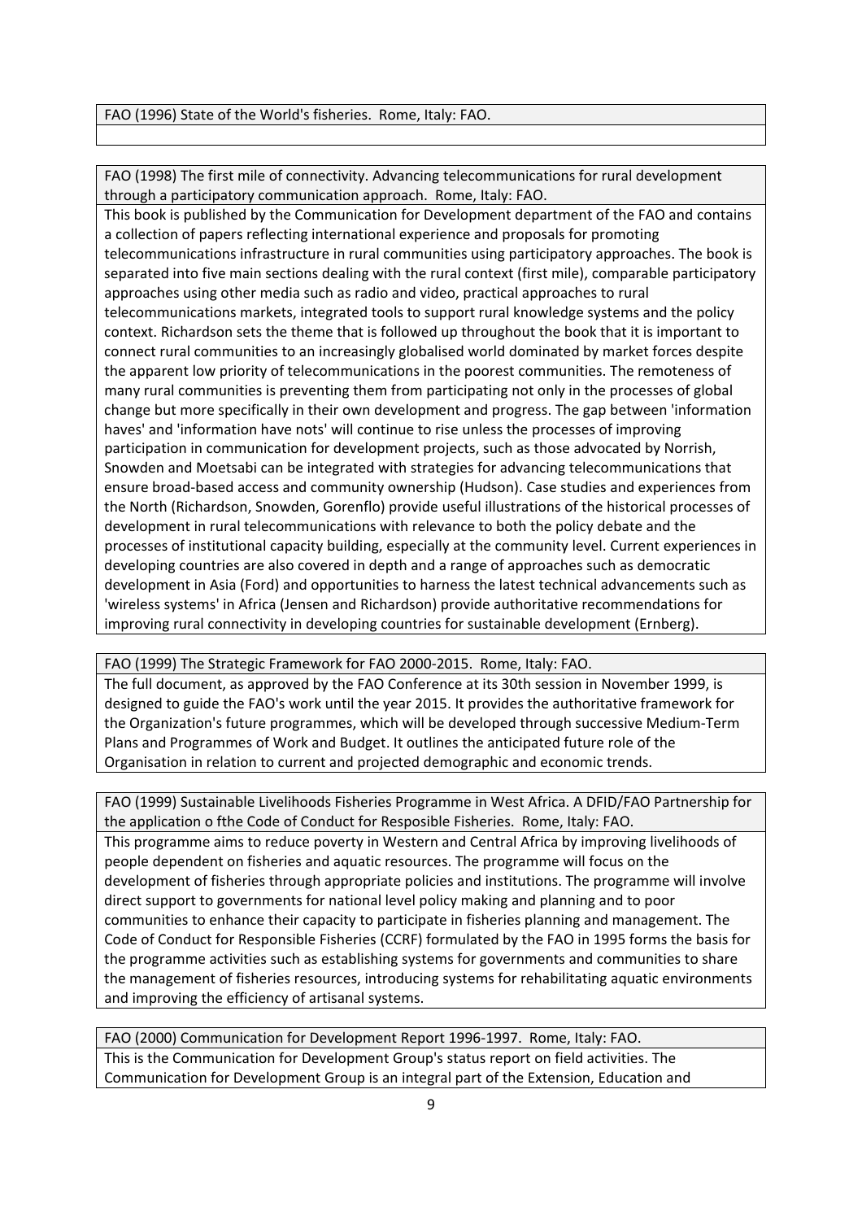FAO (1996) State of the World's fisheries. Rome, Italy: FAO.

FAO (1998) The first mile of connectivity. Advancing telecommunications for rural development through a participatory communication approach. Rome, Italy: FAO.

This book is published by the Communication for Development department of the FAO and contains a collection of papers reflecting international experience and proposals for promoting telecommunications infrastructure in rural communities using participatory approaches. The book is separated into five main sections dealing with the rural context (first mile), comparable participatory approaches using other media such as radio and video, practical approaches to rural telecommunications markets, integrated tools to support rural knowledge systems and the policy context. Richardson sets the theme that is followed up throughout the book that it is important to connect rural communities to an increasingly globalised world dominated by market forces despite the apparent low priority of telecommunications in the poorest communities. The remoteness of many rural communities is preventing them from participating not only in the processes of global change but more specifically in their own development and progress. The gap between 'information haves' and 'information have nots' will continue to rise unless the processes of improving participation in communication for development projects, such as those advocated by Norrish, Snowden and Moetsabi can be integrated with strategies for advancing telecommunications that ensure broad-based access and community ownership (Hudson). Case studies and experiences from the North (Richardson, Snowden, Gorenflo) provide useful illustrations of the historical processes of development in rural telecommunications with relevance to both the policy debate and the processes of institutional capacity building, especially at the community level. Current experiences in developing countries are also covered in depth and a range of approaches such as democratic development in Asia (Ford) and opportunities to harness the latest technical advancements such as 'wireless systems' in Africa (Jensen and Richardson) provide authoritative recommendations for improving rural connectivity in developing countries for sustainable development (Ernberg).

FAO (1999) The Strategic Framework for FAO 2000-2015. Rome, Italy: FAO.

The full document, as approved by the FAO Conference at its 30th session in November 1999, is designed to guide the FAO's work until the year 2015. It provides the authoritative framework for the Organization's future programmes, which will be developed through successive Medium-Term Plans and Programmes of Work and Budget. It outlines the anticipated future role of the Organisation in relation to current and projected demographic and economic trends.

FAO (1999) Sustainable Livelihoods Fisheries Programme in West Africa. A DFID/FAO Partnership for the application o fthe Code of Conduct for Resposible Fisheries. Rome, Italy: FAO.

This programme aims to reduce poverty in Western and Central Africa by improving livelihoods of people dependent on fisheries and aquatic resources. The programme will focus on the development of fisheries through appropriate policies and institutions. The programme will involve direct support to governments for national level policy making and planning and to poor communities to enhance their capacity to participate in fisheries planning and management. The Code of Conduct for Responsible Fisheries (CCRF) formulated by the FAO in 1995 forms the basis for the programme activities such as establishing systems for governments and communities to share the management of fisheries resources, introducing systems for rehabilitating aquatic environments and improving the efficiency of artisanal systems.

FAO (2000) Communication for Development Report 1996-1997. Rome, Italy: FAO.

This is the Communication for Development Group's status report on field activities. The Communication for Development Group is an integral part of the Extension, Education and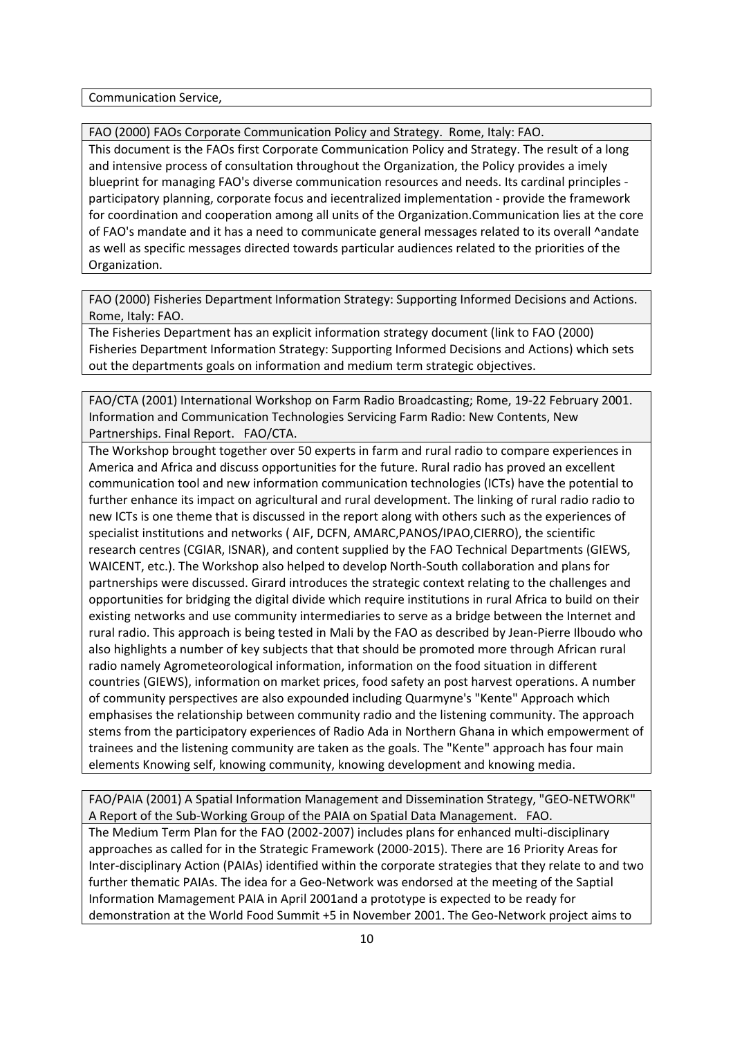Communication Service,

FAO (2000) FAOs Corporate Communication Policy and Strategy. Rome, Italy: FAO.

This document is the FAOs first Corporate Communication Policy and Strategy. The result of a long and intensive process of consultation throughout the Organization, the Policy provides a imely blueprint for managing FAO's diverse communication resources and needs. Its cardinal principles - participatory planning, corporate focus and iecentralized implementation - provide the framework for coordination and cooperation among all units of the Organization.Communication lies at the core of FAO's mandate and it has a need to communicate general messages related to its overall ^andate as well as specific messages directed towards particular audiences related to the priorities of the Organization.

FAO (2000) Fisheries Department Information Strategy: Supporting Informed Decisions and Actions. Rome, Italy: FAO.

The Fisheries Department has an explicit information strategy document (link to FAO (2000) Fisheries Department Information Strategy: Supporting Informed Decisions and Actions) which sets out the departments goals on information and medium term strategic objectives.

FAO/CTA (2001) International Workshop on Farm Radio Broadcasting; Rome, 19-22 February 2001. Information and Communication Technologies Servicing Farm Radio: New Contents, New Partnerships. Final Report. FAO/CTA.

The Workshop brought together over 50 experts in farm and rural radio to compare experiences in America and Africa and discuss opportunities for the future. Rural radio has proved an excellent communication tool and new information communication technologies (ICTs) have the potential to further enhance its impact on agricultural and rural development. The linking of rural radio radio to new ICTs is one theme that is discussed in the report along with others such as the experiences of specialist institutions and networks ( AIF, DCFN, AMARC,PANOS/IPAO,CIERRO), the scientific research centres (CGIAR, ISNAR), and content supplied by the FAO Technical Departments (GIEWS, WAICENT, etc.). The Workshop also helped to develop North-South collaboration and plans for partnerships were discussed. Girard introduces the strategic context relating to the challenges and opportunities for bridging the digital divide which require institutions in rural Africa to build on their existing networks and use community intermediaries to serve as a bridge between the Internet and rural radio. This approach is being tested in Mali by the FAO as described by Jean-Pierre Ilboudo who also highlights a number of key subjects that that should be promoted more through African rural radio namely Agrometeorological information, information on the food situation in different countries (GIEWS), information on market prices, food safety an post harvest operations. A number of community perspectives are also expounded including Quarmyne's "Kente" Approach which emphasises the relationship between community radio and the listening community. The approach stems from the participatory experiences of Radio Ada in Northern Ghana in which empowerment of trainees and the listening community are taken as the goals. The "Kente" approach has four main elements Knowing self, knowing community, knowing development and knowing media.

FAO/PAIA (2001) A Spatial Information Management and Dissemination Strategy, "GEO-NETWORK" A Report of the Sub-Working Group of the PAIA on Spatial Data Management. FAO.

The Medium Term Plan for the FAO (2002-2007) includes plans for enhanced multi-disciplinary approaches as called for in the Strategic Framework (2000-2015). There are 16 Priority Areas for Inter-disciplinary Action (PAIAs) identified within the corporate strategies that they relate to and two further thematic PAIAs. The idea for a Geo-Network was endorsed at the meeting of the Saptial Information Mamagement PAIA in April 2001and a prototype is expected to be ready for demonstration at the World Food Summit +5 in November 2001. The Geo-Network project aims to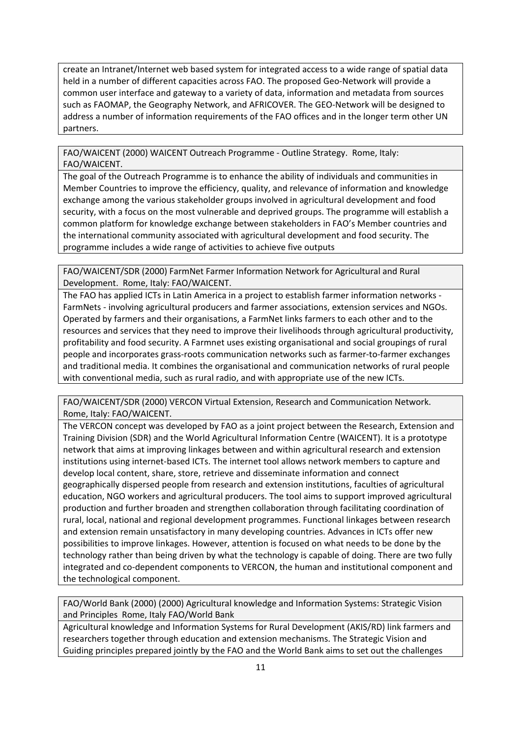create an Intranet/Internet web based system for integrated access to a wide range of spatial data held in a number of different capacities across FAO. The proposed Geo-Network will provide a common user interface and gateway to a variety of data, information and metadata from sources such as FAOMAP, the Geography Network, and AFRICOVER. The GEO-Network will be designed to address a number of information requirements of the FAO offices and in the longer term other UN partners.

FAO/WAICENT (2000) WAICENT Outreach Programme - Outline Strategy. Rome, Italy: FAO/WAICENT.

The goal of the Outreach Programme is to enhance the ability of individuals and communities in Member Countries to improve the efficiency, quality, and relevance of information and knowledge exchange among the various stakeholder groups involved in agricultural development and food security, with a focus on the most vulnerable and deprived groups. The programme will establish a common platform for knowledge exchange between stakeholders in FAO's Member countries and the international community associated with agricultural development and food security. The programme includes a wide range of activities to achieve five outputs

FAO/WAICENT/SDR (2000) FarmNet Farmer Information Network for Agricultural and Rural Development. Rome, Italy: FAO/WAICENT.

The FAO has applied ICTs in Latin America in a project to establish farmer information networks - FarmNets - involving agricultural producers and farmer associations, extension services and NGOs. Operated by farmers and their organisations, a FarmNet links farmers to each other and to the resources and services that they need to improve their livelihoods through agricultural productivity, profitability and food security. A Farmnet uses existing organisational and social groupings of rural people and incorporates grass-roots communication networks such as farmer-to-farmer exchanges and traditional media. It combines the organisational and communication networks of rural people with conventional media, such as rural radio, and with appropriate use of the new ICTs.

FAO/WAICENT/SDR (2000) VERCON Virtual Extension, Research and Communication Network. Rome, Italy: FAO/WAICENT.

The VERCON concept was developed by FAO as a joint project between the Research, Extension and Training Division (SDR) and the World Agricultural Information Centre (WAICENT). It is a prototype network that aims at improving linkages between and within agricultural research and extension institutions using internet-based ICTs. The internet tool allows network members to capture and develop local content, share, store, retrieve and disseminate information and connect geographically dispersed people from research and extension institutions, faculties of agricultural education, NGO workers and agricultural producers. The tool aims to support improved agricultural production and further broaden and strengthen collaboration through facilitating coordination of rural, local, national and regional development programmes. Functional linkages between research and extension remain unsatisfactory in many developing countries. Advances in ICTs offer new possibilities to improve linkages. However, attention is focused on what needs to be done by the technology rather than being driven by what the technology is capable of doing. There are two fully integrated and co-dependent components to VERCON, the human and institutional component and the technological component.

FAO/World Bank (2000) (2000) Agricultural knowledge and Information Systems: Strategic Vision and Principles Rome, Italy FAO/World Bank

Agricultural knowledge and Information Systems for Rural Development (AKIS/RD) link farmers and researchers together through education and extension mechanisms. The Strategic Vision and Guiding principles prepared jointly by the FAO and the World Bank aims to set out the challenges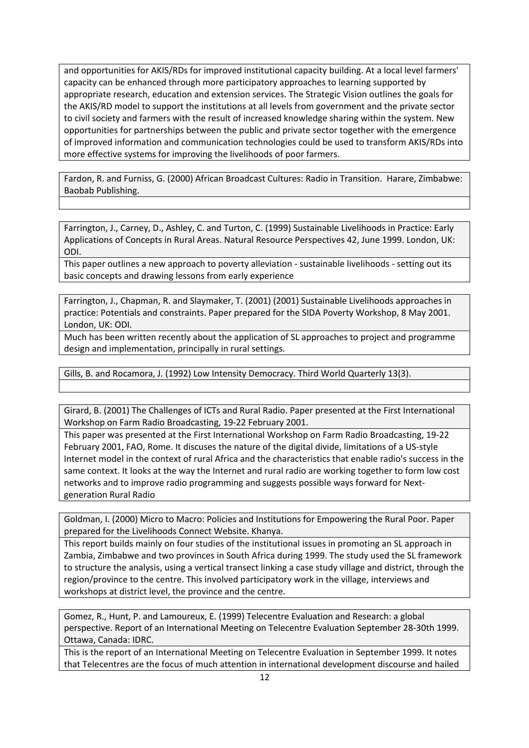and opportunities for AKIS/RDs for improved institutional capacity building. At a local level farmers' capacity can be enhanced through more participatory approaches to learning supported by appropriate research, education and extension services. The Strategic Vision outlines the goals for the AKIS/RD model to support the institutions at all levels from government and the private sector to civil society and farmers with the result of increased knowledge sharing within the system. New opportunities for partnerships between the public and private sector together with the emergence of improved information and communication technologies could be used to transform AKIS/RDs into more effective systems for improving the livelihoods of poor farmers.

Fardon, R. and Furniss, G. (2000) African Broadcast Cultures: Radio in Transition. Harare, Zimbabwe: Baobab Publishing.

Farrington, J., Carney, D., Ashley, C. and Turton, C. (1999) Sustainable Livelihoods in Practice: Early Applications of Concepts in Rural Areas. Natural Resource Perspectives 42, June 1999. London, UK: ODI.

This paper outlines a new approach to poverty alleviation - sustainable livelihoods - setting out its basic concepts and drawing lessons from early experience

Farrington, J., Chapman, R. and Slaymaker, T. (2001) (2001) Sustainable Livelihoods approaches in practice: Potentials and constraints. Paper prepared for the SIDA Poverty Workshop, 8 May 2001. London, UK: ODI.

Much has been written recently about the application of SL approaches to project and programme design and implementation, principally in rural settings.

Gills, B. and Rocamora, J. (1992) Low Intensity Democracy. Third World Quarterly 13(3).

Girard, B. (2001) The Challenges of ICTs and Rural Radio. Paper presented at the First International Workshop on Farm Radio Broadcasting, 19-22 February 2001.

This paper was presented at the First International Workshop on Farm Radio Broadcasting, 19-22 February 2001, FAO, Rome. It discuses the nature of the digital divide, limitations of a US-style Internet model in the context of rural Africa and the characteristics that enable radio's success in the same context. It looks at the way the Internet and rural radio are working together to form low cost networks and to improve radio programming and suggests possible ways forward for Next-generation Rural Radio

Goldman, I. (2000) Micro to Macro: Policies and Institutions for Empowering the Rural Poor. Paper prepared for the Livelihoods Connect Website. Khanya.

This report builds mainly on four studies of the institutional issues in promoting an SL approach in Zambia, Zimbabwe and two provinces in South Africa during 1999. The study used the SL framework to structure the analysis, using a vertical transect linking a case study village and district, through the region/province to the centre. This involved participatory work in the village, interviews and workshops at district level, the province and the centre.

Gomez, R., Hunt, P. and Lamoureux, E. (1999) Telecentre Evaluation and Research: a global perspective. Report of an International Meeting on Telecentre Evaluation September 28-30th 1999. Ottawa, Canada: IDRC.

This is the report of an International Meeting on Telecentre Evaluation in September 1999. It notes that Telecentres are the focus of much attention in international development discourse and hailed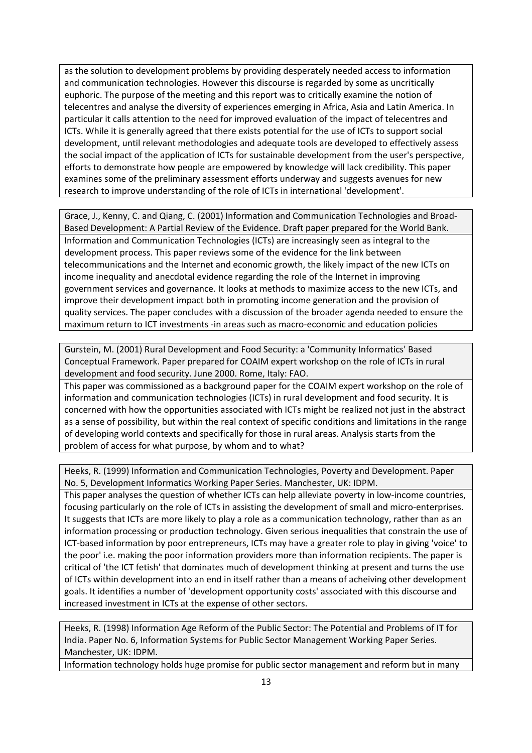as the solution to development problems by providing desperately needed access to information and communication technologies. However this discourse is regarded by some as uncritically euphoric. The purpose of the meeting and this report was to critically examine the notion of telecentres and analyse the diversity of experiences emerging in Africa, Asia and Latin America. In particular it calls attention to the need for improved evaluation of the impact of telecentres and ICTs. While it is generally agreed that there exists potential for the use of ICTs to support social development, until relevant methodologies and adequate tools are developed to effectively assess the social impact of the application of ICTs for sustainable development from the user's perspective, efforts to demonstrate how people are empowered by knowledge will lack credibility. This paper examines some of the preliminary assessment efforts underway and suggests avenues for new research to improve understanding of the role of ICTs in international 'development'.

| Grace, J., Kenny, C. and Qiang, C. (2001) Information and Communication Technologies and Broad-Based Development: A Partial Review of the Evidence. Draft paper prepared for the World Bank. |
|---|
| Information and Communication Technologies (ICTs) are increasingly seen as integral to the development process. This paper reviews some of the evidence for the link between telecommunications and the Internet and economic growth, the likely impact of the new ICTs on income inequality and anecdotal evidence regarding the role of the Internet in improving government services and governance. It looks at methods to maximize access to the new ICTs, and improve their development impact both in promoting income generation and the provision of quality services. The paper concludes with a discussion of the broader agenda needed to ensure the maximum return to ICT investments -in areas such as macro-economic and education policies |

| Gurstein, M. (2001) Rural Development and Food Security: a 'Community Informatics' Based Conceptual Framework. Paper prepared for COAIM expert workshop on the role of ICTs in rural development and food security. June 2000. Rome, Italy: FAO. |
|---|
| This paper was commissioned as a background paper for the COAIM expert workshop on the role of information and communication technologies (ICTs) in rural development and food security. It is concerned with how the opportunities associated with ICTs might be realized not just in the abstract as a sense of possibility, but within the real context of specific conditions and limitations in the range of developing world contexts and specifically for those in rural areas. Analysis starts from the problem of access for what purpose, by whom and to what? |

| Heeks, R. (1999) Information and Communication Technologies, Poverty and Development. Paper No. 5, Development Informatics Working Paper Series. Manchester, UK: IDPM. |
|---|
| This paper analyses the question of whether ICTs can help alleviate poverty in low-income countries, focusing particularly on the role of ICTs in assisting the development of small and micro-enterprises. It suggests that ICTs are more likely to play a role as a communication technology, rather than as an information processing or production technology. Given serious inequalities that constrain the use of ICT-based information by poor entrepreneurs, ICTs may have a greater role to play in giving 'voice' to the poor' i.e. making the poor information providers more than information recipients. The paper is critical of 'the ICT fetish' that dominates much of development thinking at present and turns the use of ICTs within development into an end in itself rather than a means of acheiving other development goals. It identifies a number of 'development opportunity costs' associated with this discourse and increased investment in ICTs at the expense of other sectors. |

| Heeks, R. (1998) Information Age Reform of the Public Sector: The Potential and Problems of IT for India. Paper No. 6, Information Systems for Public Sector Management Working Paper Series. Manchester, UK: IDPM. |
|---|
| Information technology holds huge promise for public sector management and reform but in many |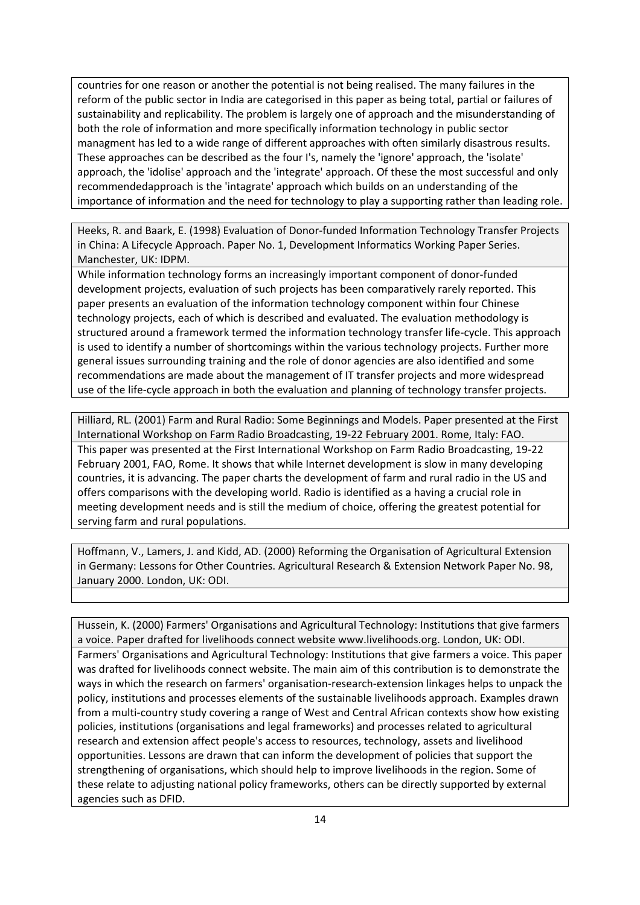countries for one reason or another the potential is not being realised. The many failures in the reform of the public sector in India are categorised in this paper as being total, partial or failures of sustainability and replicability. The problem is largely one of approach and the misunderstanding of both the role of information and more specifically information technology in public sector managment has led to a wide range of different approaches with often similarly disastrous results. These approaches can be described as the four I's, namely the 'ignore' approach, the 'isolate' approach, the 'idolise' approach and the 'integrate' approach. Of these the most successful and only recommendedapproach is the 'intagrate' approach which builds on an understanding of the importance of information and the need for technology to play a supporting rather than leading role.

Heeks, R. and Baark, E. (1998) Evaluation of Donor-funded Information Technology Transfer Projects in China: A Lifecycle Approach. Paper No. 1, Development Informatics Working Paper Series. Manchester, UK: IDPM.

While information technology forms an increasingly important component of donor-funded development projects, evaluation of such projects has been comparatively rarely reported. This paper presents an evaluation of the information technology component within four Chinese technology projects, each of which is described and evaluated. The evaluation methodology is structured around a framework termed the information technology transfer life-cycle. This approach is used to identify a number of shortcomings within the various technology projects. Further more general issues surrounding training and the role of donor agencies are also identified and some recommendations are made about the management of IT transfer projects and more widespread use of the life-cycle approach in both the evaluation and planning of technology transfer projects.

Hilliard, RL. (2001) Farm and Rural Radio: Some Beginnings and Models. Paper presented at the First International Workshop on Farm Radio Broadcasting, 19-22 February 2001. Rome, Italy: FAO.

This paper was presented at the First International Workshop on Farm Radio Broadcasting, 19-22 February 2001, FAO, Rome. It shows that while Internet development is slow in many developing countries, it is advancing. The paper charts the development of farm and rural radio in the US and offers comparisons with the developing world. Radio is identified as a having a crucial role in meeting development needs and is still the medium of choice, offering the greatest potential for serving farm and rural populations.

Hoffmann, V., Lamers, J. and Kidd, AD. (2000) Reforming the Organisation of Agricultural Extension in Germany: Lessons for Other Countries. Agricultural Research & Extension Network Paper No. 98, January 2000. London, UK: ODI.

Hussein, K. (2000) Farmers' Organisations and Agricultural Technology: Institutions that give farmers a voice. Paper drafted for livelihoods connect website www.livelihoods.org. London, UK: ODI.

Farmers' Organisations and Agricultural Technology: Institutions that give farmers a voice. This paper was drafted for livelihoods connect website. The main aim of this contribution is to demonstrate the ways in which the research on farmers' organisation-research-extension linkages helps to unpack the policy, institutions and processes elements of the sustainable livelihoods approach. Examples drawn from a multi-country study covering a range of West and Central African contexts show how existing policies, institutions (organisations and legal frameworks) and processes related to agricultural research and extension affect people's access to resources, technology, assets and livelihood opportunities. Lessons are drawn that can inform the development of policies that support the strengthening of organisations, which should help to improve livelihoods in the region. Some of these relate to adjusting national policy frameworks, others can be directly supported by external agencies such as DFID.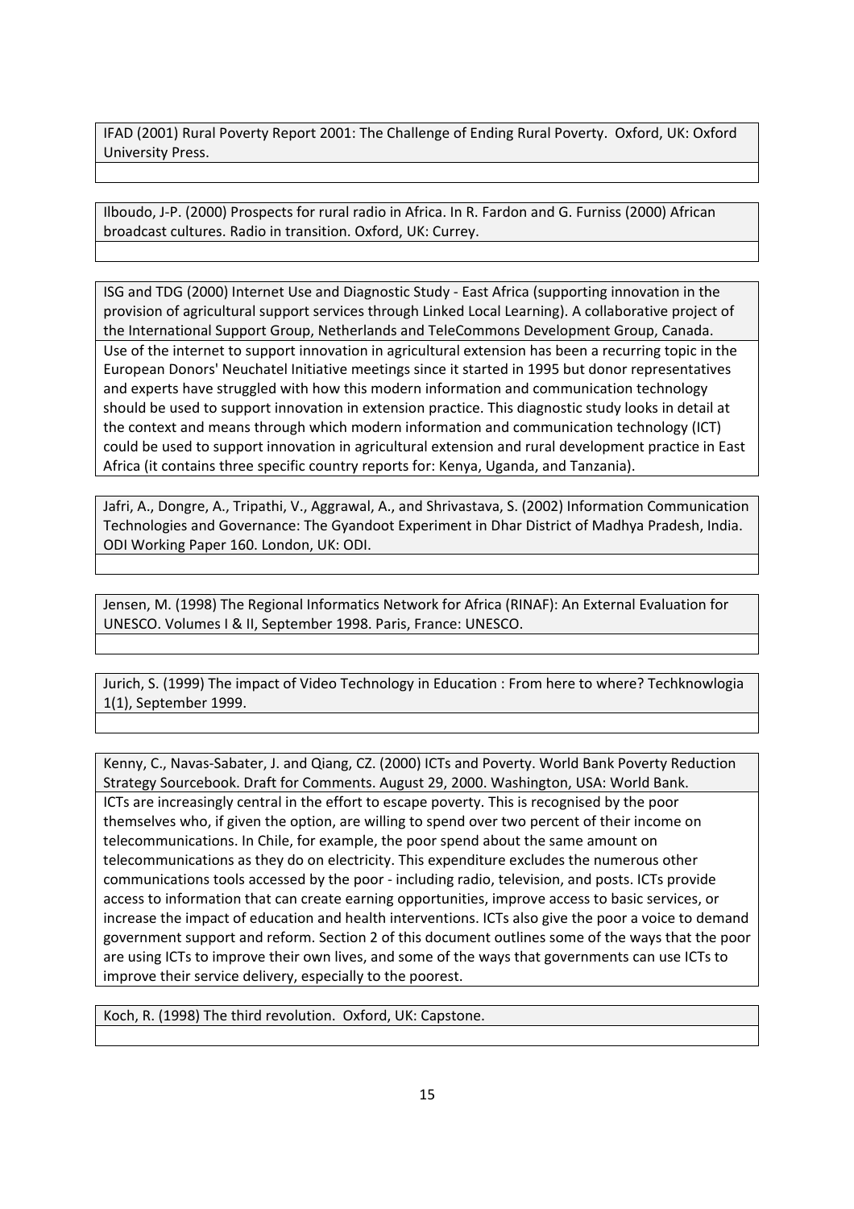IFAD (2001) Rural Poverty Report 2001: The Challenge of Ending Rural Poverty. Oxford, UK: Oxford University Press.

Ilboudo, J-P. (2000) Prospects for rural radio in Africa. In R. Fardon and G. Furniss (2000) African broadcast cultures. Radio in transition. Oxford, UK: Currey.

ISG and TDG (2000) Internet Use and Diagnostic Study - East Africa (supporting innovation in the provision of agricultural support services through Linked Local Learning). A collaborative project of the International Support Group, Netherlands and TeleCommons Development Group, Canada.

Use of the internet to support innovation in agricultural extension has been a recurring topic in the European Donors' Neuchatel Initiative meetings since it started in 1995 but donor representatives and experts have struggled with how this modern information and communication technology should be used to support innovation in extension practice. This diagnostic study looks in detail at the context and means through which modern information and communication technology (ICT) could be used to support innovation in agricultural extension and rural development practice in East Africa (it contains three specific country reports for: Kenya, Uganda, and Tanzania).

Jafri, A., Dongre, A., Tripathi, V., Aggrawal, A., and Shrivastava, S. (2002) Information Communication Technologies and Governance: The Gyandoot Experiment in Dhar District of Madhya Pradesh, India. ODI Working Paper 160. London, UK: ODI.

Jensen, M. (1998) The Regional Informatics Network for Africa (RINAF): An External Evaluation for UNESCO. Volumes I & II, September 1998. Paris, France: UNESCO.

Jurich, S. (1999) The impact of Video Technology in Education : From here to where? Techknowlogia 1(1), September 1999.

Kenny, C., Navas-Sabater, J. and Qiang, CZ. (2000) ICTs and Poverty. World Bank Poverty Reduction Strategy Sourcebook. Draft for Comments. August 29, 2000. Washington, USA: World Bank.

ICTs are increasingly central in the effort to escape poverty. This is recognised by the poor themselves who, if given the option, are willing to spend over two percent of their income on telecommunications. In Chile, for example, the poor spend about the same amount on telecommunications as they do on electricity. This expenditure excludes the numerous other communications tools accessed by the poor - including radio, television, and posts. ICTs provide access to information that can create earning opportunities, improve access to basic services, or increase the impact of education and health interventions. ICTs also give the poor a voice to demand government support and reform. Section 2 of this document outlines some of the ways that the poor are using ICTs to improve their own lives, and some of the ways that governments can use ICTs to improve their service delivery, especially to the poorest.

Koch, R. (1998) The third revolution. Oxford, UK: Capstone.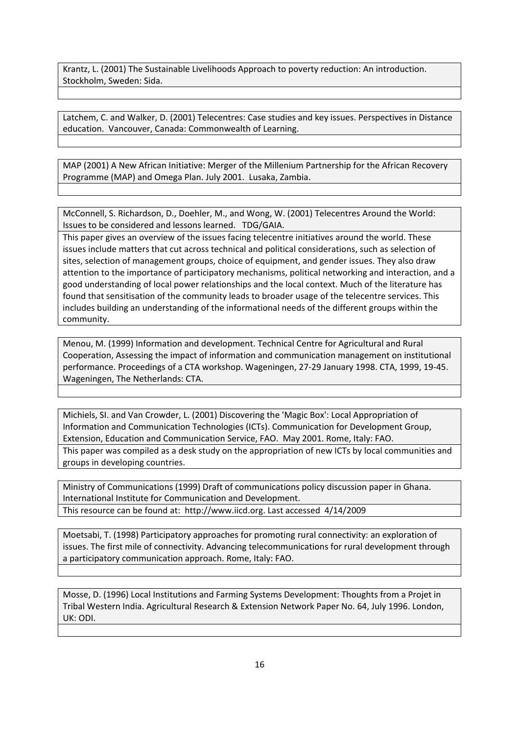Krantz, L. (2001) The Sustainable Livelihoods Approach to poverty reduction: An introduction. Stockholm, Sweden: Sida.

Latchem, C. and Walker, D. (2001) Telecentres: Case studies and key issues. Perspectives in Distance education. Vancouver, Canada: Commonwealth of Learning.

MAP (2001) A New African Initiative: Merger of the Millenium Partnership for the African Recovery Programme (MAP) and Omega Plan. July 2001. Lusaka, Zambia.

McConnell, S. Richardson, D., Doehler, M., and Wong, W. (2001) Telecentres Around the World: Issues to be considered and lessons learned. TDG/GAIA.

This paper gives an overview of the issues facing telecentre initiatives around the world. These issues include matters that cut across technical and political considerations, such as selection of sites, selection of management groups, choice of equipment, and gender issues. They also draw attention to the importance of participatory mechanisms, political networking and interaction, and a good understanding of local power relationships and the local context. Much of the literature has found that sensitisation of the community leads to broader usage of the telecentre services. This includes building an understanding of the informational needs of the different groups within the community.

Menou, M. (1999) Information and development. Technical Centre for Agricultural and Rural Cooperation, Assessing the impact of information and communication management on institutional performance. Proceedings of a CTA workshop. Wageningen, 27-29 January 1998. CTA, 1999, 19-45. Wageningen, The Netherlands: CTA.

Michiels, SI. and Van Crowder, L. (2001) Discovering the 'Magic Box': Local Appropriation of Information and Communication Technologies (ICTs). Communication for Development Group, Extension, Education and Communication Service, FAO. May 2001. Rome, Italy: FAO.

This paper was compiled as a desk study on the appropriation of new ICTs by local communities and groups in developing countries.

Ministry of Communications (1999) Draft of communications policy discussion paper in Ghana. International Institute for Communication and Development.

This resource can be found at: http://www.iicd.org. Last accessed 4/14/2009

Moetsabi, T. (1998) Participatory approaches for promoting rural connectivity: an exploration of issues. The first mile of connectivity. Advancing telecommunications for rural development through a participatory communication approach. Rome, Italy: FAO.

Mosse, D. (1996) Local Institutions and Farming Systems Development: Thoughts from a Projet in Tribal Western India. Agricultural Research & Extension Network Paper No. 64, July 1996. London, UK: ODI.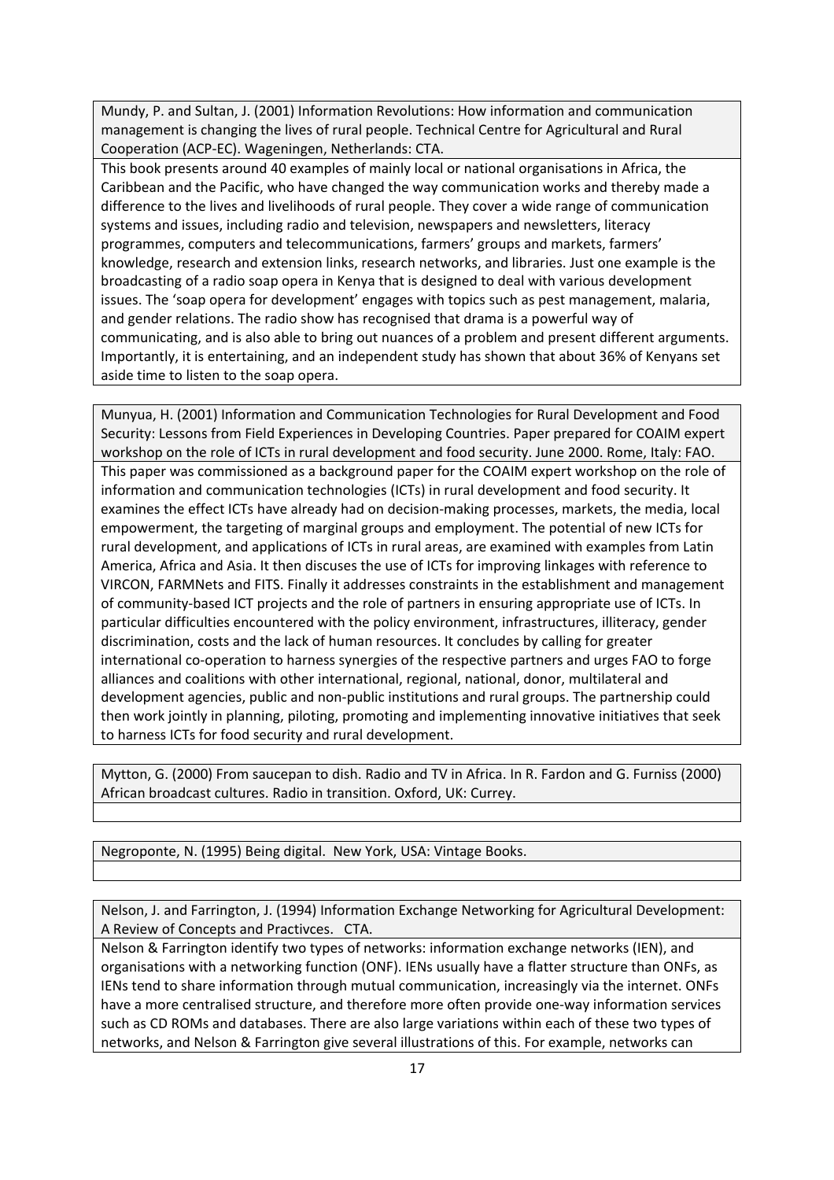Mundy, P. and Sultan, J. (2001) Information Revolutions: How information and communication management is changing the lives of rural people. Technical Centre for Agricultural and Rural Cooperation (ACP-EC). Wageningen, Netherlands: CTA.

This book presents around 40 examples of mainly local or national organisations in Africa, the Caribbean and the Pacific, who have changed the way communication works and thereby made a difference to the lives and livelihoods of rural people. They cover a wide range of communication systems and issues, including radio and television, newspapers and newsletters, literacy programmes, computers and telecommunications, farmers' groups and markets, farmers' knowledge, research and extension links, research networks, and libraries. Just one example is the broadcasting of a radio soap opera in Kenya that is designed to deal with various development issues. The 'soap opera for development' engages with topics such as pest management, malaria, and gender relations. The radio show has recognised that drama is a powerful way of communicating, and is also able to bring out nuances of a problem and present different arguments. Importantly, it is entertaining, and an independent study has shown that about 36% of Kenyans set aside time to listen to the soap opera.

Munyua, H. (2001) Information and Communication Technologies for Rural Development and Food Security: Lessons from Field Experiences in Developing Countries. Paper prepared for COAIM expert workshop on the role of ICTs in rural development and food security. June 2000. Rome, Italy: FAO.

This paper was commissioned as a background paper for the COAIM expert workshop on the role of information and communication technologies (ICTs) in rural development and food security. It examines the effect ICTs have already had on decision-making processes, markets, the media, local empowerment, the targeting of marginal groups and employment. The potential of new ICTs for rural development, and applications of ICTs in rural areas, are examined with examples from Latin America, Africa and Asia. It then discuses the use of ICTs for improving linkages with reference to VIRCON, FARMNets and FITS. Finally it addresses constraints in the establishment and management of community-based ICT projects and the role of partners in ensuring appropriate use of ICTs. In particular difficulties encountered with the policy environment, infrastructures, illiteracy, gender discrimination, costs and the lack of human resources. It concludes by calling for greater international co-operation to harness synergies of the respective partners and urges FAO to forge alliances and coalitions with other international, regional, national, donor, multilateral and development agencies, public and non-public institutions and rural groups. The partnership could then work jointly in planning, piloting, promoting and implementing innovative initiatives that seek to harness ICTs for food security and rural development.

Mytton, G. (2000) From saucepan to dish. Radio and TV in Africa. In R. Fardon and G. Furniss (2000) African broadcast cultures. Radio in transition. Oxford, UK: Currey.

Negroponte, N. (1995) Being digital. New York, USA: Vintage Books.

Nelson, J. and Farrington, J. (1994) Information Exchange Networking for Agricultural Development: A Review of Concepts and Practivces. CTA.

Nelson & Farrington identify two types of networks: information exchange networks (IEN), and organisations with a networking function (ONF). IENs usually have a flatter structure than ONFs, as IENs tend to share information through mutual communication, increasingly via the internet. ONFs have a more centralised structure, and therefore more often provide one-way information services such as CD ROMs and databases. There are also large variations within each of these two types of networks, and Nelson & Farrington give several illustrations of this. For example, networks can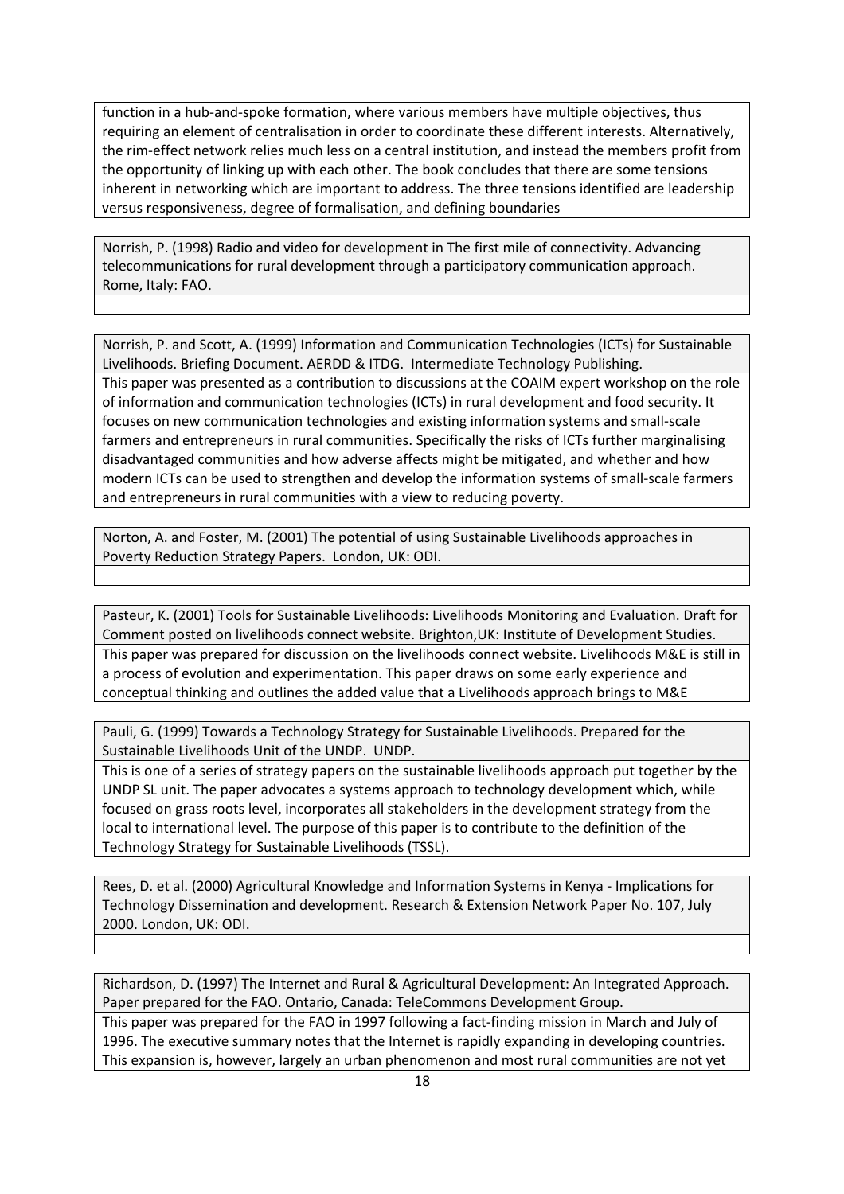function in a hub-and-spoke formation, where various members have multiple objectives, thus requiring an element of centralisation in order to coordinate these different interests. Alternatively, the rim-effect network relies much less on a central institution, and instead the members profit from the opportunity of linking up with each other. The book concludes that there are some tensions inherent in networking which are important to address. The three tensions identified are leadership versus responsiveness, degree of formalisation, and defining boundaries

Norrish, P. (1998) Radio and video for development in The first mile of connectivity. Advancing telecommunications for rural development through a participatory communication approach. Rome, Italy: FAO.

Norrish, P. and Scott, A. (1999) Information and Communication Technologies (ICTs) for Sustainable Livelihoods. Briefing Document. AERDD & ITDG. Intermediate Technology Publishing.

This paper was presented as a contribution to discussions at the COAIM expert workshop on the role of information and communication technologies (ICTs) in rural development and food security. It focuses on new communication technologies and existing information systems and small-scale farmers and entrepreneurs in rural communities. Specifically the risks of ICTs further marginalising disadvantaged communities and how adverse affects might be mitigated, and whether and how modern ICTs can be used to strengthen and develop the information systems of small-scale farmers and entrepreneurs in rural communities with a view to reducing poverty.

Norton, A. and Foster, M. (2001) The potential of using Sustainable Livelihoods approaches in Poverty Reduction Strategy Papers. London, UK: ODI.

Pasteur, K. (2001) Tools for Sustainable Livelihoods: Livelihoods Monitoring and Evaluation. Draft for Comment posted on livelihoods connect website. Brighton,UK: Institute of Development Studies.

This paper was prepared for discussion on the livelihoods connect website. Livelihoods M&E is still in a process of evolution and experimentation. This paper draws on some early experience and conceptual thinking and outlines the added value that a Livelihoods approach brings to M&E

Pauli, G. (1999) Towards a Technology Strategy for Sustainable Livelihoods. Prepared for the Sustainable Livelihoods Unit of the UNDP. UNDP.

This is one of a series of strategy papers on the sustainable livelihoods approach put together by the UNDP SL unit. The paper advocates a systems approach to technology development which, while focused on grass roots level, incorporates all stakeholders in the development strategy from the local to international level. The purpose of this paper is to contribute to the definition of the Technology Strategy for Sustainable Livelihoods (TSSL).

Rees, D. et al. (2000) Agricultural Knowledge and Information Systems in Kenya - Implications for Technology Dissemination and development. Research & Extension Network Paper No. 107, July 2000. London, UK: ODI.

Richardson, D. (1997) The Internet and Rural & Agricultural Development: An Integrated Approach. Paper prepared for the FAO. Ontario, Canada: TeleCommons Development Group.

This paper was prepared for the FAO in 1997 following a fact-finding mission in March and July of 1996. The executive summary notes that the Internet is rapidly expanding in developing countries. This expansion is, however, largely an urban phenomenon and most rural communities are not yet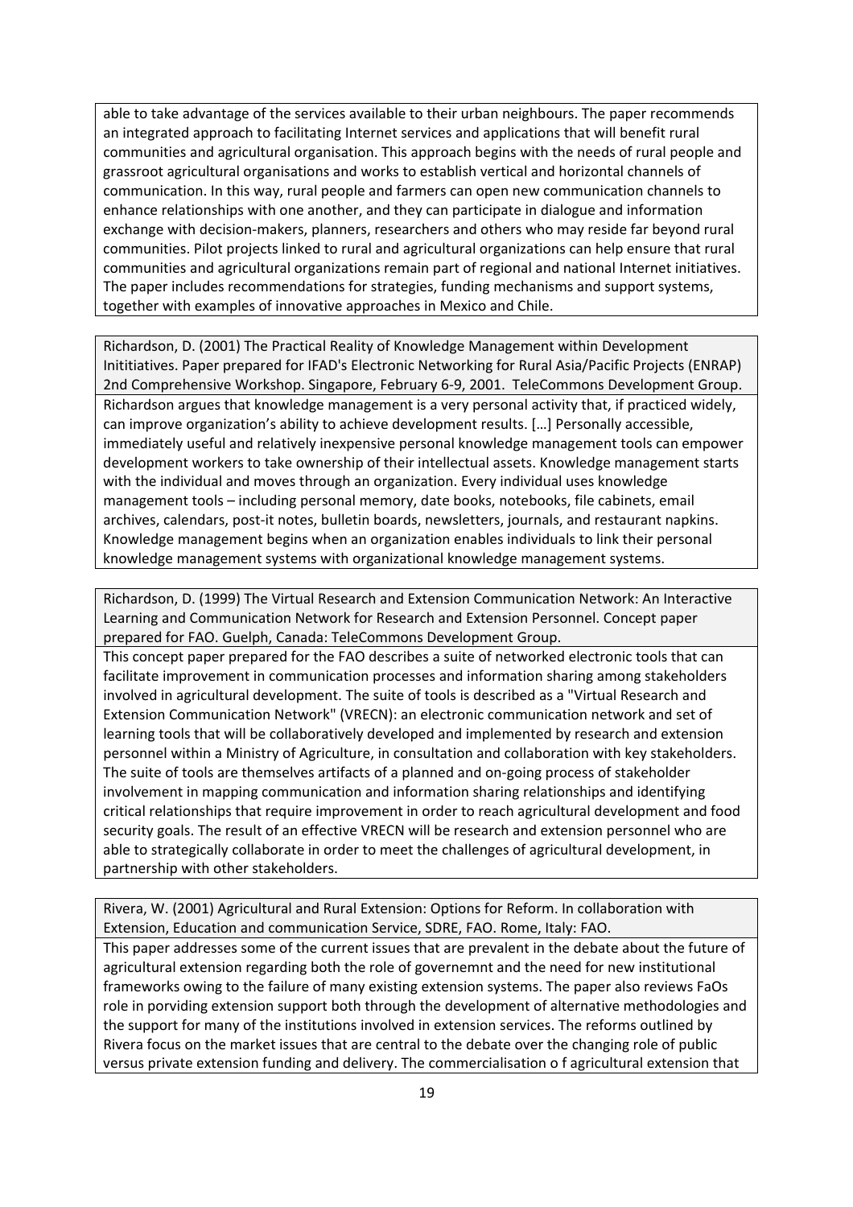able to take advantage of the services available to their urban neighbours. The paper recommends an integrated approach to facilitating Internet services and applications that will benefit rural communities and agricultural organisation. This approach begins with the needs of rural people and grassroot agricultural organisations and works to establish vertical and horizontal channels of communication. In this way, rural people and farmers can open new communication channels to enhance relationships with one another, and they can participate in dialogue and information exchange with decision-makers, planners, researchers and others who may reside far beyond rural communities. Pilot projects linked to rural and agricultural organizations can help ensure that rural communities and agricultural organizations remain part of regional and national Internet initiatives. The paper includes recommendations for strategies, funding mechanisms and support systems, together with examples of innovative approaches in Mexico and Chile.

Richardson, D. (2001) The Practical Reality of Knowledge Management within Development Inititiatives. Paper prepared for IFAD's Electronic Networking for Rural Asia/Pacific Projects (ENRAP) 2nd Comprehensive Workshop. Singapore, February 6-9, 2001. TeleCommons Development Group.

Richardson argues that knowledge management is a very personal activity that, if practiced widely, can improve organization's ability to achieve development results. […] Personally accessible, immediately useful and relatively inexpensive personal knowledge management tools can empower development workers to take ownership of their intellectual assets. Knowledge management starts with the individual and moves through an organization. Every individual uses knowledge management tools – including personal memory, date books, notebooks, file cabinets, email archives, calendars, post-it notes, bulletin boards, newsletters, journals, and restaurant napkins. Knowledge management begins when an organization enables individuals to link their personal knowledge management systems with organizational knowledge management systems.

Richardson, D. (1999) The Virtual Research and Extension Communication Network: An Interactive Learning and Communication Network for Research and Extension Personnel. Concept paper prepared for FAO. Guelph, Canada: TeleCommons Development Group.

This concept paper prepared for the FAO describes a suite of networked electronic tools that can facilitate improvement in communication processes and information sharing among stakeholders involved in agricultural development. The suite of tools is described as a "Virtual Research and Extension Communication Network" (VRECN): an electronic communication network and set of learning tools that will be collaboratively developed and implemented by research and extension personnel within a Ministry of Agriculture, in consultation and collaboration with key stakeholders. The suite of tools are themselves artifacts of a planned and on-going process of stakeholder involvement in mapping communication and information sharing relationships and identifying critical relationships that require improvement in order to reach agricultural development and food security goals. The result of an effective VRECN will be research and extension personnel who are able to strategically collaborate in order to meet the challenges of agricultural development, in partnership with other stakeholders.

Rivera, W. (2001) Agricultural and Rural Extension: Options for Reform. In collaboration with Extension, Education and communication Service, SDRE, FAO. Rome, Italy: FAO.

This paper addresses some of the current issues that are prevalent in the debate about the future of agricultural extension regarding both the role of governemnt and the need for new institutional frameworks owing to the failure of many existing extension systems. The paper also reviews FaOs role in porviding extension support both through the development of alternative methodologies and the support for many of the institutions involved in extension services. The reforms outlined by Rivera focus on the market issues that are central to the debate over the changing role of public versus private extension funding and delivery. The commercialisation o f agricultural extension that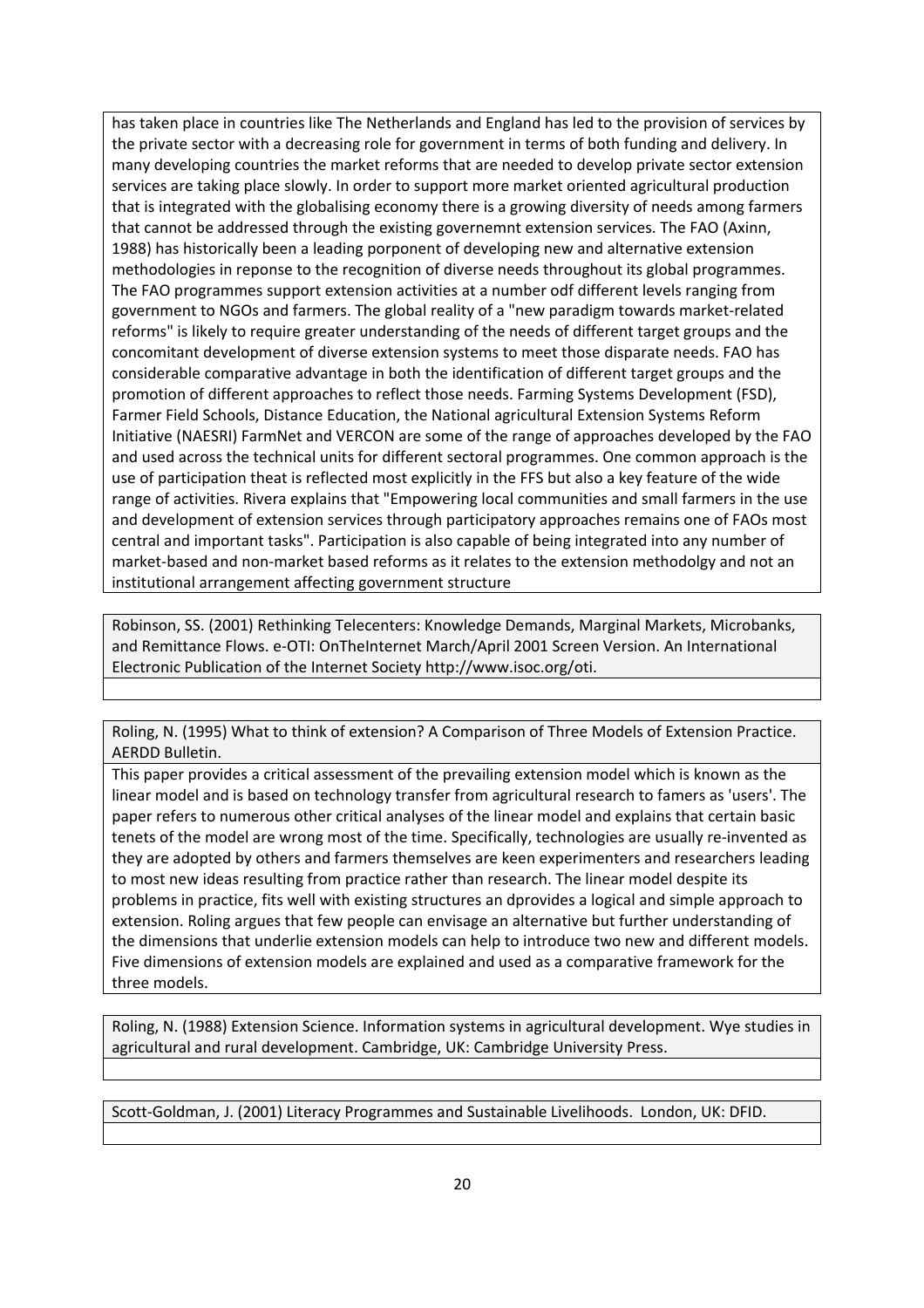has taken place in countries like The Netherlands and England has led to the provision of services by the private sector with a decreasing role for government in terms of both funding and delivery. In many developing countries the market reforms that are needed to develop private sector extension services are taking place slowly. In order to support more market oriented agricultural production that is integrated with the globalising economy there is a growing diversity of needs among farmers that cannot be addressed through the existing governemnt extension services. The FAO (Axinn, 1988) has historically been a leading porponent of developing new and alternative extension methodologies in reponse to the recognition of diverse needs throughout its global programmes. The FAO programmes support extension activities at a number odf different levels ranging from government to NGOs and farmers. The global reality of a "new paradigm towards market-related reforms" is likely to require greater understanding of the needs of different target groups and the concomitant development of diverse extension systems to meet those disparate needs. FAO has considerable comparative advantage in both the identification of different target groups and the promotion of different approaches to reflect those needs. Farming Systems Development (FSD), Farmer Field Schools, Distance Education, the National agricultural Extension Systems Reform Initiative (NAESRI) FarmNet and VERCON are some of the range of approaches developed by the FAO and used across the technical units for different sectoral programmes. One common approach is the use of participation theat is reflected most explicitly in the FFS but also a key feature of the wide range of activities. Rivera explains that "Empowering local communities and small farmers in the use and development of extension services through participatory approaches remains one of FAOs most central and important tasks". Participation is also capable of being integrated into any number of market-based and non-market based reforms as it relates to the extension methodolgy and not an institutional arrangement affecting government structure

Robinson, SS. (2001) Rethinking Telecenters: Knowledge Demands, Marginal Markets, Microbanks, and Remittance Flows. e-OTI: OnTheInternet March/April 2001 Screen Version. An International Electronic Publication of the Internet Society http://www.isoc.org/oti.

Roling, N. (1995) What to think of extension? A Comparison of Three Models of Extension Practice. AERDD Bulletin.

This paper provides a critical assessment of the prevailing extension model which is known as the linear model and is based on technology transfer from agricultural research to famers as 'users'. The paper refers to numerous other critical analyses of the linear model and explains that certain basic tenets of the model are wrong most of the time. Specifically, technologies are usually re-invented as they are adopted by others and farmers themselves are keen experimenters and researchers leading to most new ideas resulting from practice rather than research. The linear model despite its problems in practice, fits well with existing structures an dprovides a logical and simple approach to extension. Roling argues that few people can envisage an alternative but further understanding of the dimensions that underlie extension models can help to introduce two new and different models. Five dimensions of extension models are explained and used as a comparative framework for the three models.

Roling, N. (1988) Extension Science. Information systems in agricultural development. Wye studies in agricultural and rural development. Cambridge, UK: Cambridge University Press.

Scott-Goldman, J. (2001) Literacy Programmes and Sustainable Livelihoods. London, UK: DFID.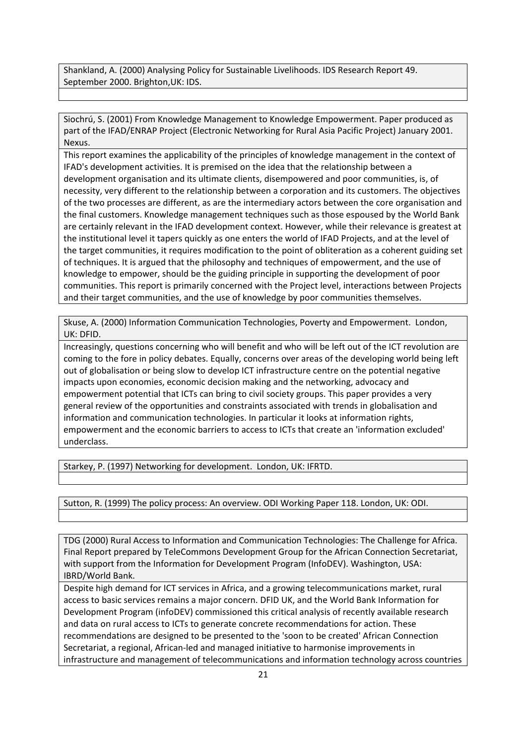Shankland, A. (2000) Analysing Policy for Sustainable Livelihoods. IDS Research Report 49. September 2000. Brighton,UK: IDS.

Siochrú, S. (2001) From Knowledge Management to Knowledge Empowerment. Paper produced as part of the IFAD/ENRAP Project (Electronic Networking for Rural Asia Pacific Project) January 2001. Nexus.

This report examines the applicability of the principles of knowledge management in the context of IFAD's development activities. It is premised on the idea that the relationship between a development organisation and its ultimate clients, disempowered and poor communities, is, of necessity, very different to the relationship between a corporation and its customers. The objectives of the two processes are different, as are the intermediary actors between the core organisation and the final customers. Knowledge management techniques such as those espoused by the World Bank are certainly relevant in the IFAD development context. However, while their relevance is greatest at the institutional level it tapers quickly as one enters the world of IFAD Projects, and at the level of the target communities, it requires modification to the point of obliteration as a coherent guiding set of techniques. It is argued that the philosophy and techniques of empowerment, and the use of knowledge to empower, should be the guiding principle in supporting the development of poor communities. This report is primarily concerned with the Project level, interactions between Projects and their target communities, and the use of knowledge by poor communities themselves.

Skuse, A. (2000) Information Communication Technologies, Poverty and Empowerment. London, UK: DFID.

Increasingly, questions concerning who will benefit and who will be left out of the ICT revolution are coming to the fore in policy debates. Equally, concerns over areas of the developing world being left out of globalisation or being slow to develop ICT infrastructure centre on the potential negative impacts upon economies, economic decision making and the networking, advocacy and empowerment potential that ICTs can bring to civil society groups. This paper provides a very general review of the opportunities and constraints associated with trends in globalisation and information and communication technologies. In particular it looks at information rights, empowerment and the economic barriers to access to ICTs that create an 'information excluded' underclass.

Starkey, P. (1997) Networking for development. London, UK: IFRTD.

Sutton, R. (1999) The policy process: An overview. ODI Working Paper 118. London, UK: ODI.

TDG (2000) Rural Access to Information and Communication Technologies: The Challenge for Africa. Final Report prepared by TeleCommons Development Group for the African Connection Secretariat, with support from the Information for Development Program (InfoDEV). Washington, USA: IBRD/World Bank.

Despite high demand for ICT services in Africa, and a growing telecommunications market, rural access to basic services remains a major concern. DFID UK, and the World Bank Information for Development Program (infoDEV) commissioned this critical analysis of recently available research and data on rural access to ICTs to generate concrete recommendations for action. These recommendations are designed to be presented to the 'soon to be created' African Connection Secretariat, a regional, African-led and managed initiative to harmonise improvements in infrastructure and management of telecommunications and information technology across countries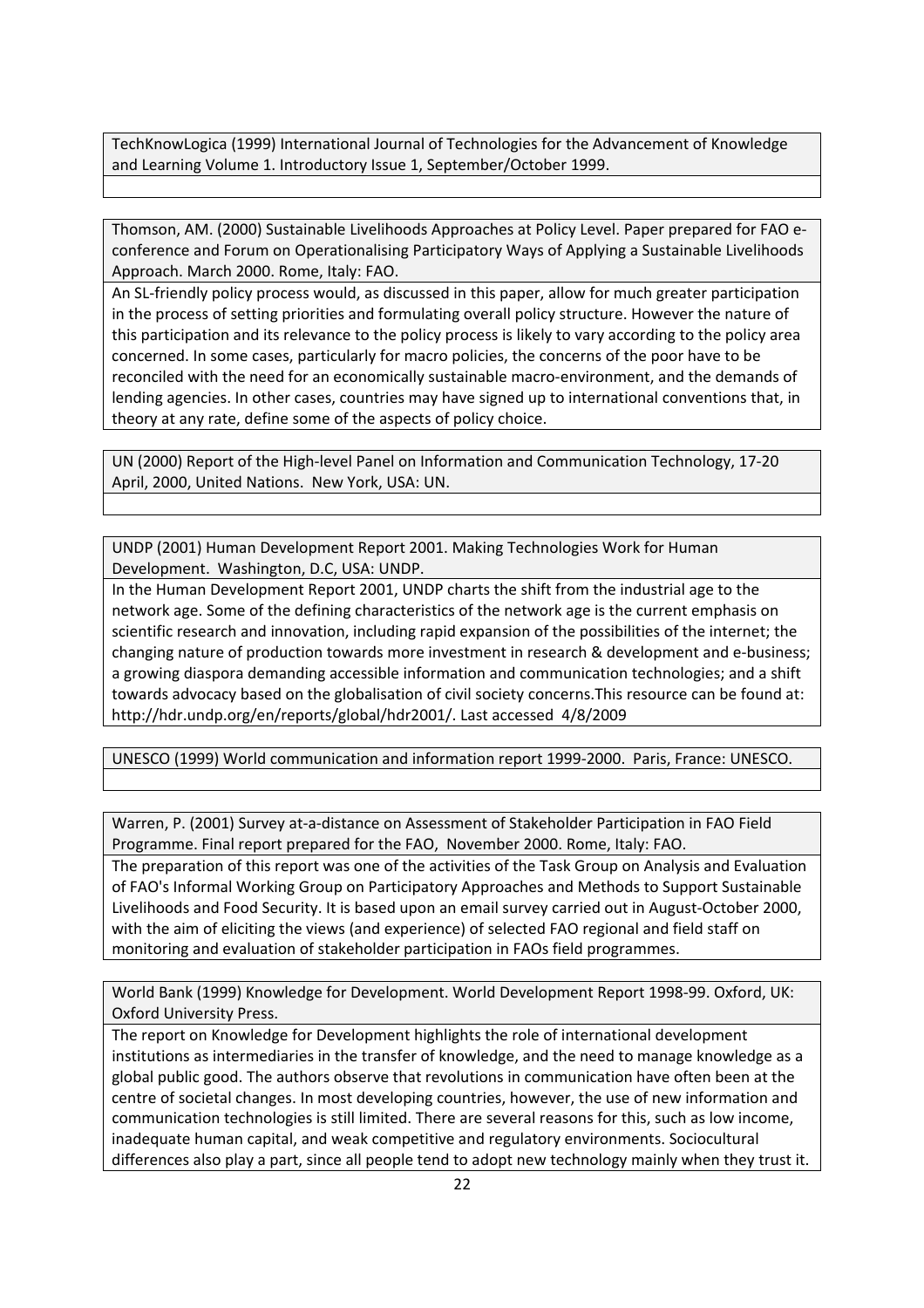TechKnowLogica (1999) International Journal of Technologies for the Advancement of Knowledge and Learning Volume 1. Introductory Issue 1, September/October 1999.

Thomson, AM. (2000) Sustainable Livelihoods Approaches at Policy Level. Paper prepared for FAO e-conference and Forum on Operationalising Participatory Ways of Applying a Sustainable Livelihoods Approach. March 2000. Rome, Italy: FAO.

An SL-friendly policy process would, as discussed in this paper, allow for much greater participation in the process of setting priorities and formulating overall policy structure. However the nature of this participation and its relevance to the policy process is likely to vary according to the policy area concerned. In some cases, particularly for macro policies, the concerns of the poor have to be reconciled with the need for an economically sustainable macro-environment, and the demands of lending agencies. In other cases, countries may have signed up to international conventions that, in theory at any rate, define some of the aspects of policy choice.

UN (2000) Report of the High-level Panel on Information and Communication Technology, 17-20 April, 2000, United Nations. New York, USA: UN.

UNDP (2001) Human Development Report 2001. Making Technologies Work for Human Development. Washington, D.C, USA: UNDP.

In the Human Development Report 2001, UNDP charts the shift from the industrial age to the network age. Some of the defining characteristics of the network age is the current emphasis on scientific research and innovation, including rapid expansion of the possibilities of the internet; the changing nature of production towards more investment in research & development and e-business; a growing diaspora demanding accessible information and communication technologies; and a shift towards advocacy based on the globalisation of civil society concerns.This resource can be found at: http://hdr.undp.org/en/reports/global/hdr2001/. Last accessed 4/8/2009

UNESCO (1999) World communication and information report 1999-2000. Paris, France: UNESCO.

Warren, P. (2001) Survey at-a-distance on Assessment of Stakeholder Participation in FAO Field Programme. Final report prepared for the FAO, November 2000. Rome, Italy: FAO.

The preparation of this report was one of the activities of the Task Group on Analysis and Evaluation of FAO's Informal Working Group on Participatory Approaches and Methods to Support Sustainable Livelihoods and Food Security. It is based upon an email survey carried out in August-October 2000, with the aim of eliciting the views (and experience) of selected FAO regional and field staff on monitoring and evaluation of stakeholder participation in FAOs field programmes.

World Bank (1999) Knowledge for Development. World Development Report 1998-99. Oxford, UK: Oxford University Press.

The report on Knowledge for Development highlights the role of international development institutions as intermediaries in the transfer of knowledge, and the need to manage knowledge as a global public good. The authors observe that revolutions in communication have often been at the centre of societal changes. In most developing countries, however, the use of new information and communication technologies is still limited. There are several reasons for this, such as low income, inadequate human capital, and weak competitive and regulatory environments. Sociocultural differences also play a part, since all people tend to adopt new technology mainly when they trust it.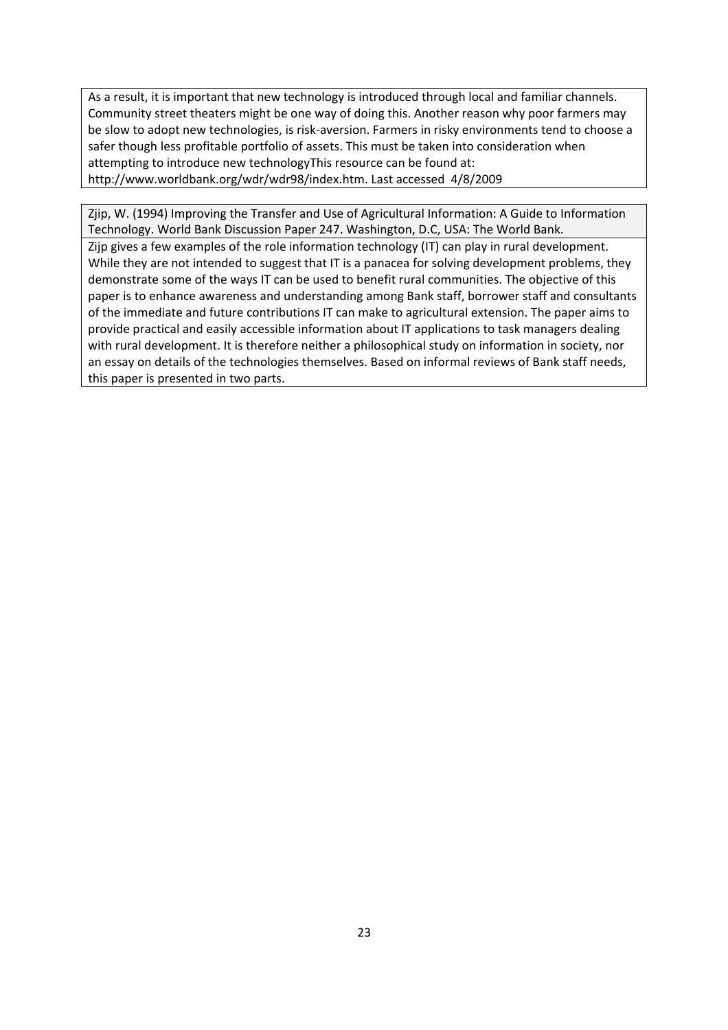As a result, it is important that new technology is introduced through local and familiar channels. Community street theaters might be one way of doing this. Another reason why poor farmers may be slow to adopt new technologies, is risk-aversion. Farmers in risky environments tend to choose a safer though less profitable portfolio of assets. This must be taken into consideration when attempting to introduce new technologyThis resource can be found at: http://www.worldbank.org/wdr/wdr98/index.htm. Last accessed 4/8/2009

Zjip, W. (1994) Improving the Transfer and Use of Agricultural Information: A Guide to Information Technology. World Bank Discussion Paper 247. Washington, D.C, USA: The World Bank.

Zijp gives a few examples of the role information technology (IT) can play in rural development. While they are not intended to suggest that IT is a panacea for solving development problems, they demonstrate some of the ways IT can be used to benefit rural communities. The objective of this paper is to enhance awareness and understanding among Bank staff, borrower staff and consultants of the immediate and future contributions IT can make to agricultural extension. The paper aims to provide practical and easily accessible information about IT applications to task managers dealing with rural development. It is therefore neither a philosophical study on information in society, nor an essay on details of the technologies themselves. Based on informal reviews of Bank staff needs, this paper is presented in two parts.